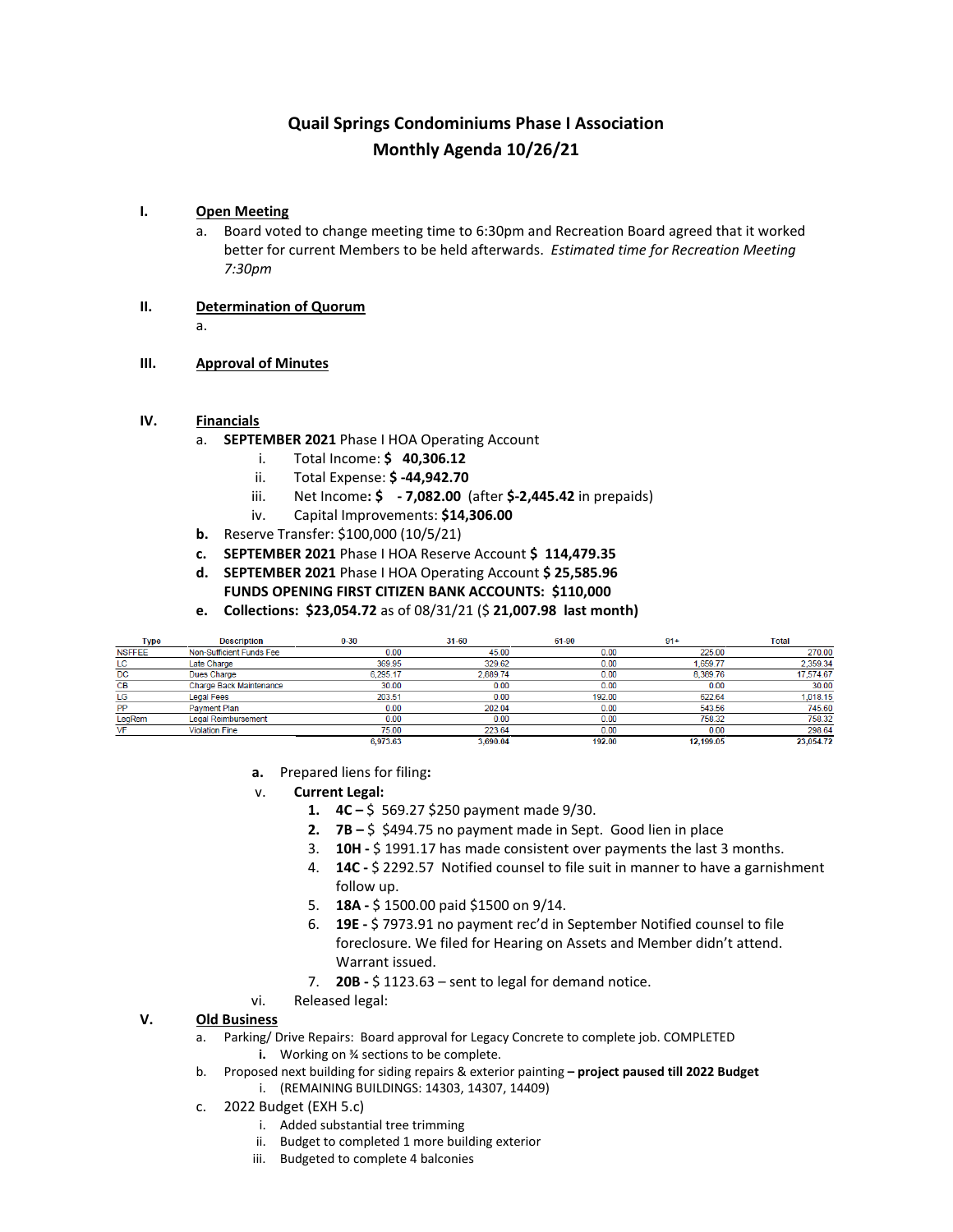# Quail Springs Condominiums Phase I Association
## Monthly Agenda 10/26/21

**I.** **Open Meeting**

a. Board voted to change meeting time to 6:30pm and Recreation Board agreed that it worked better for current Members to be held afterwards. *Estimated time for Recreation Meeting 7:30pm*

**II.** **Determination of Quorum**

a.

**III.** **Approval of Minutes**

**IV.** **Financials**

a. **SEPTEMBER 2021** Phase I HOA Operating Account
   i. Total Income: **$ 40,306.12**
   ii. Total Expense: **$ -44,942.70**
   iii. Net Income**: $ - 7,082.00** (after **$-2,445.42** in prepaids)
   iv. Capital Improvements: **$14,306.00**

**b.** Reserve Transfer: $100,000 (10/5/21)

**c.** **SEPTEMBER 2021** Phase I HOA Reserve Account **$ 114,479.35**

**d.** **SEPTEMBER 2021** Phase I HOA Operating Account **$ 25,585.96**
**FUNDS OPENING FIRST CITIZEN BANK ACCOUNTS: $110,000**

**e.** **Collections: $23,054.72** as of 08/31/21 (**$ 21,007.98 last month)**

| Type | Description | 0-30 | 31-60 | 61-90 | 91+ | Total |
|---|---|---|---|---|---|---|
| NSFFEE | Non-Sufficient Funds Fee | 0.00 | 45.00 | 0.00 | 225.00 | 270.00 |
| LC | Late Charge | 369.95 | 329.62 | 0.00 | 1,659.77 | 2,359.34 |
| DC | Dues Charge | 6,295.17 | 2,889.74 | 0.00 | 8,389.76 | 17,574.67 |
| CB | Charge Back Maintenance | 30.00 | 0.00 | 0.00 | 0.00 | 30.00 |
| LG | Legal Fees | 203.51 | 0.00 | 192.00 | 622.64 | 1,018.15 |
| PP | Payment Plan | 0.00 | 202.04 | 0.00 | 543.56 | 745.60 |
| LegRem | Legal Reimbursement | 0.00 | 0.00 | 0.00 | 758.32 | 758.32 |
| VF | Violation Fine | 75.00 | 223.64 | 0.00 | 0.00 | 298.64 |
| | | 6,973.63 | 3,690.04 | 192.00 | 12,199.05 | 23,054.72 |

**a.** Prepared liens for filing**:**

v. **Current Legal:**

1. **4C –** $ 569.27 $250 payment made 9/30.
2. **7B –** $ $494.75 no payment made in Sept. Good lien in place
3. **10H -** $ 1991.17 has made consistent over payments the last 3 months.
4. **14C -** $ 2292.57 Notified counsel to file suit in manner to have a garnishment follow up.
5. **18A -** $ 1500.00 paid $1500 on 9/14.
6. **19E -** $ 7973.91 no payment rec'd in September Notified counsel to file foreclosure. We filed for Hearing on Assets and Member didn't attend. Warrant issued.
7. **20B -** $ 1123.63 – sent to legal for demand notice.

vi. Released legal:

**V.** **Old Business**

a. Parking/ Drive Repairs: Board approval for Legacy Concrete to complete job. COMPLETED
   **i.** Working on ¾ sections to be complete.

b. Proposed next building for siding repairs & exterior painting **– project paused till 2022 Budget**
   i. (REMAINING BUILDINGS: 14303, 14307, 14409)

c. 2022 Budget (EXH 5.c)
   i. Added substantial tree trimming
   ii. Budget to completed 1 more building exterior
   iii. Budgeted to complete 4 balconies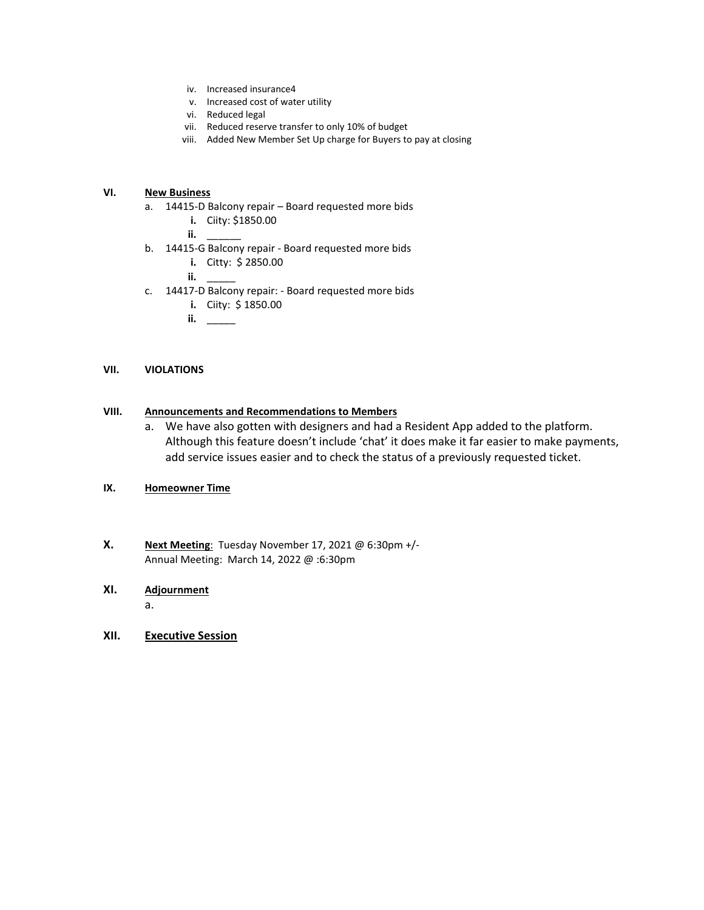iv. Increased insurance4
v. Increased cost of water utility
vi. Reduced legal
vii. Reduced reserve transfer to only 10% of budget
viii. Added New Member Set Up charge for Buyers to pay at closing

**VI. New Business**

a. 14415-D Balcony repair – Board requested more bids
   - **i.** Ciity: $1850.00
   - **ii.** ______
b. 14415-G Balcony repair - Board requested more bids
   - **i.** Citty: $ 2850.00
   - **ii.** _____
c. 14417-D Balcony repair: - Board requested more bids
   - **i.** Ciity: $ 1850.00
   - **ii.** _____

**VII. VIOLATIONS**

**VIII. Announcements and Recommendations to Members**

a. We have also gotten with designers and had a Resident App added to the platform. Although this feature doesn't include 'chat' it does make it far easier to make payments, add service issues easier and to check the status of a previously requested ticket.

**IX. Homeowner Time**

**X. Next Meeting**: Tuesday November 17, 2021 @ 6:30pm +/-
Annual Meeting: March 14, 2022 @ :6:30pm

**XI. Adjournment**

a.

**XII. Executive Session**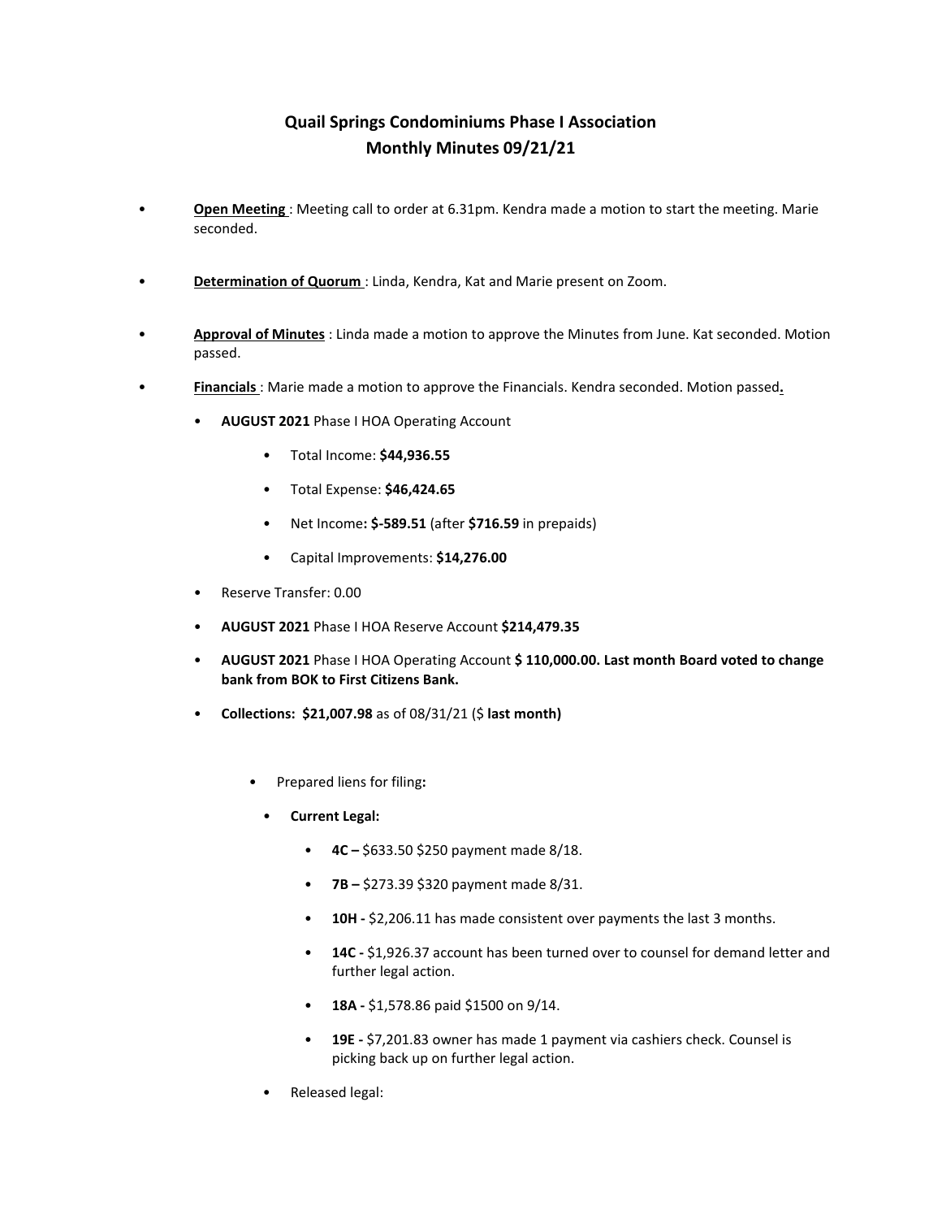# Quail Springs Condominiums Phase I Association
## Monthly Minutes 09/21/21

- **Open Meeting** : Meeting call to order at 6.31pm. Kendra made a motion to start the meeting. Marie seconded.
- **Determination of Quorum** : Linda, Kendra, Kat and Marie present on Zoom.
- **Approval of Minutes** : Linda made a motion to approve the Minutes from June. Kat seconded. Motion passed.
- **Financials** : Marie made a motion to approve the Financials. Kendra seconded. Motion passed**.**
  - **AUGUST 2021** Phase I HOA Operating Account
    - Total Income: **$44,936.55**
    - Total Expense: **$46,424.65**
    - Net Income**: $-589.51** (after **$716.59** in prepaids)
    - Capital Improvements: **$14,276.00**
  - Reserve Transfer: 0.00
  - **AUGUST 2021** Phase I HOA Reserve Account **$214,479.35**
  - **AUGUST 2021** Phase I HOA Operating Account **$ 110,000.00. Last month Board voted to change bank from BOK to First Citizens Bank.**
  - **Collections: $21,007.98** as of 08/31/21 ($ **last month)**
    - Prepared liens for filing**:**
      - **Current Legal:**
        - **4C –** $633.50 $250 payment made 8/18.
        - **7B –** $273.39 $320 payment made 8/31.
        - **10H -** $2,206.11 has made consistent over payments the last 3 months.
        - **14C -** $1,926.37 account has been turned over to counsel for demand letter and further legal action.
        - **18A -** $1,578.86 paid $1500 on 9/14.
        - **19E -** $7,201.83 owner has made 1 payment via cashiers check. Counsel is picking back up on further legal action.
      - Released legal: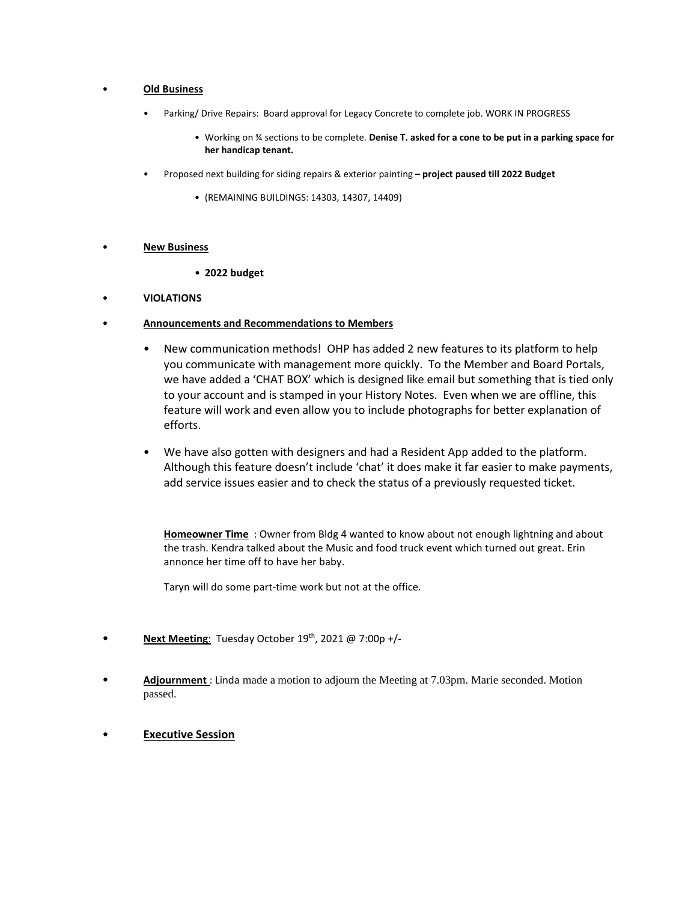- **Old Business**
  - Parking/ Drive Repairs: Board approval for Legacy Concrete to complete job. WORK IN PROGRESS
    - Working on ¾ sections to be complete. **Denise T. asked for a cone to be put in a parking space for her handicap tenant.**
  - Proposed next building for siding repairs & exterior painting **– project paused till 2022 Budget**
    - (REMAINING BUILDINGS: 14303, 14307, 14409)

- **New Business**
  - **2022 budget**

- **VIOLATIONS**

- **Announcements and Recommendations to Members**
  - New communication methods! OHP has added 2 new features to its platform to help you communicate with management more quickly. To the Member and Board Portals, we have added a 'CHAT BOX' which is designed like email but something that is tied only to your account and is stamped in your History Notes. Even when we are offline, this feature will work and even allow you to include photographs for better explanation of efforts.
  - We have also gotten with designers and had a Resident App added to the platform. Although this feature doesn't include 'chat' it does make it far easier to make payments, add service issues easier and to check the status of a previously requested ticket.

  **Homeowner Time** : Owner from Bldg 4 wanted to know about not enough lightning and about the trash. Kendra talked about the Music and food truck event which turned out great. Erin annonce her time off to have her baby.

  Taryn will do some part-time work but not at the office.

- **Next Meeting**: Tuesday October 19th, 2021 @ 7:00p +/-

- **Adjournment** : Linda made a motion to adjourn the Meeting at 7.03pm. Marie seconded. Motion passed.

- **Executive Session**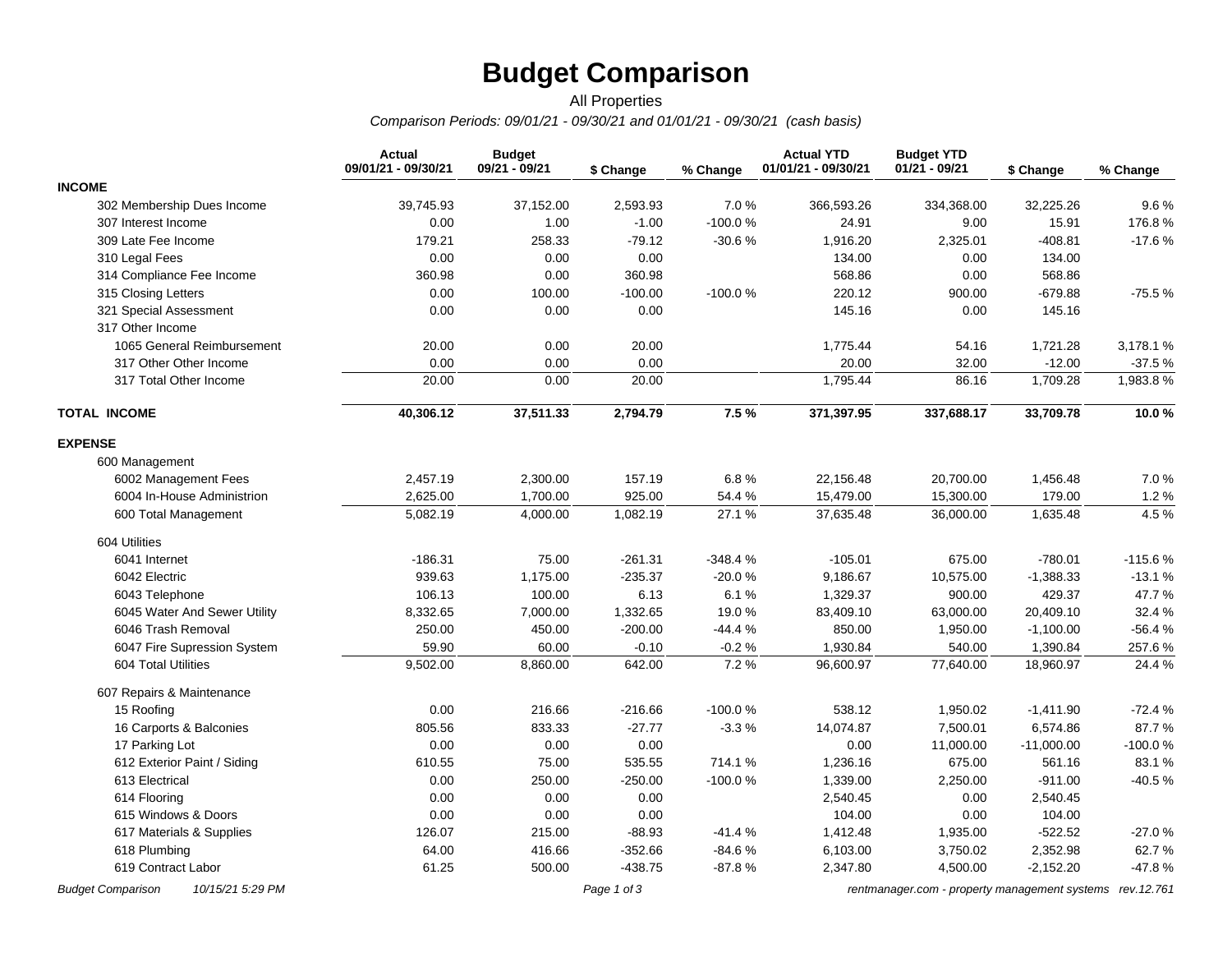# Budget Comparison

All Properties

*Comparison Periods: 09/01/21 - 09/30/21 and 01/01/21 - 09/30/21 (cash basis)*

| | Actual 09/01/21 - 09/30/21 | Budget 09/21 - 09/21 | $ Change | % Change | Actual YTD 01/01/21 - 09/30/21 | Budget YTD 01/21 - 09/21 | $ Change | % Change |
|---|---|---|---|---|---|---|---|---|
| **INCOME** | | | | | | | | |
| 302 Membership Dues Income | 39,745.93 | 37,152.00 | 2,593.93 | 7.0 % | 366,593.26 | 334,368.00 | 32,225.26 | 9.6 % |
| 307 Interest Income | 0.00 | 1.00 | -1.00 | -100.0 % | 24.91 | 9.00 | 15.91 | 176.8 % |
| 309 Late Fee Income | 179.21 | 258.33 | -79.12 | -30.6 % | 1,916.20 | 2,325.01 | -408.81 | -17.6 % |
| 310 Legal Fees | 0.00 | 0.00 | 0.00 | | 134.00 | 0.00 | 134.00 | |
| 314 Compliance Fee Income | 360.98 | 0.00 | 360.98 | | 568.86 | 0.00 | 568.86 | |
| 315 Closing Letters | 0.00 | 100.00 | -100.00 | -100.0 % | 220.12 | 900.00 | -679.88 | -75.5 % |
| 321 Special Assessment | 0.00 | 0.00 | 0.00 | | 145.16 | 0.00 | 145.16 | |
| 317 Other Income | | | | | | | | |
| 1065 General Reimbursement | 20.00 | 0.00 | 20.00 | | 1,775.44 | 54.16 | 1,721.28 | 3,178.1 % |
| 317 Other Other Income | 0.00 | 0.00 | 0.00 | | 20.00 | 32.00 | -12.00 | -37.5 % |
| 317 Total Other Income | 20.00 | 0.00 | 20.00 | | 1,795.44 | 86.16 | 1,709.28 | 1,983.8 % |
| **TOTAL INCOME** | **40,306.12** | **37,511.33** | **2,794.79** | **7.5 %** | **371,397.95** | **337,688.17** | **33,709.78** | **10.0 %** |
| **EXPENSE** | | | | | | | | |
| 600 Management | | | | | | | | |
| 6002 Management Fees | 2,457.19 | 2,300.00 | 157.19 | 6.8 % | 22,156.48 | 20,700.00 | 1,456.48 | 7.0 % |
| 6004 In-House Administrion | 2,625.00 | 1,700.00 | 925.00 | 54.4 % | 15,479.00 | 15,300.00 | 179.00 | 1.2 % |
| 600 Total Management | 5,082.19 | 4,000.00 | 1,082.19 | 27.1 % | 37,635.48 | 36,000.00 | 1,635.48 | 4.5 % |
| 604 Utilities | | | | | | | | |
| 6041 Internet | -186.31 | 75.00 | -261.31 | -348.4 % | -105.01 | 675.00 | -780.01 | -115.6 % |
| 6042 Electric | 939.63 | 1,175.00 | -235.37 | -20.0 % | 9,186.67 | 10,575.00 | -1,388.33 | -13.1 % |
| 6043 Telephone | 106.13 | 100.00 | 6.13 | 6.1 % | 1,329.37 | 900.00 | 429.37 | 47.7 % |
| 6045 Water And Sewer Utility | 8,332.65 | 7,000.00 | 1,332.65 | 19.0 % | 83,409.10 | 63,000.00 | 20,409.10 | 32.4 % |
| 6046 Trash Removal | 250.00 | 450.00 | -200.00 | -44.4 % | 850.00 | 1,950.00 | -1,100.00 | -56.4 % |
| 6047 Fire Supression System | 59.90 | 60.00 | -0.10 | -0.2 % | 1,930.84 | 540.00 | 1,390.84 | 257.6 % |
| 604 Total Utilities | 9,502.00 | 8,860.00 | 642.00 | 7.2 % | 96,600.97 | 77,640.00 | 18,960.97 | 24.4 % |
| 607 Repairs & Maintenance | | | | | | | | |
| 15 Roofing | 0.00 | 216.66 | -216.66 | -100.0 % | 538.12 | 1,950.02 | -1,411.90 | -72.4 % |
| 16 Carports & Balconies | 805.56 | 833.33 | -27.77 | -3.3 % | 14,074.87 | 7,500.01 | 6,574.86 | 87.7 % |
| 17 Parking Lot | 0.00 | 0.00 | 0.00 | | 0.00 | 11,000.00 | -11,000.00 | -100.0 % |
| 612 Exterior Paint / Siding | 610.55 | 75.00 | 535.55 | 714.1 % | 1,236.16 | 675.00 | 561.16 | 83.1 % |
| 613 Electrical | 0.00 | 250.00 | -250.00 | -100.0 % | 1,339.00 | 2,250.00 | -911.00 | -40.5 % |
| 614 Flooring | 0.00 | 0.00 | 0.00 | | 2,540.45 | 0.00 | 2,540.45 | |
| 615 Windows & Doors | 0.00 | 0.00 | 0.00 | | 104.00 | 0.00 | 104.00 | |
| 617 Materials & Supplies | 126.07 | 215.00 | -88.93 | -41.4 % | 1,412.48 | 1,935.00 | -522.52 | -27.0 % |
| 618 Plumbing | 64.00 | 416.66 | -352.66 | -84.6 % | 6,103.00 | 3,750.02 | 2,352.98 | 62.7 % |
| 619 Contract Labor | 61.25 | 500.00 | -438.75 | -87.8 % | 2,347.80 | 4,500.00 | -2,152.20 | -47.8 % |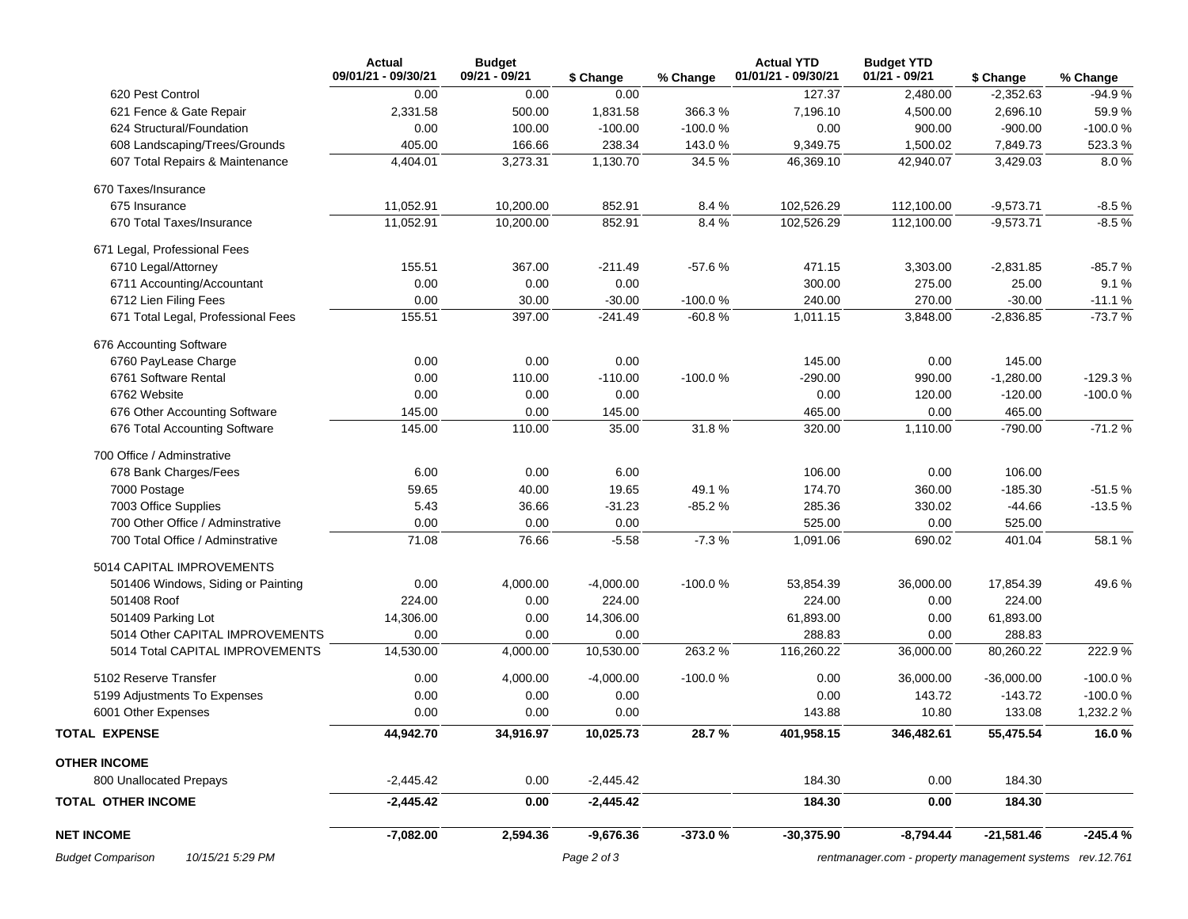| | Actual 09/01/21 - 09/30/21 | Budget 09/21 - 09/21 | $ Change | % Change | Actual YTD 01/01/21 - 09/30/21 | Budget YTD 01/21 - 09/21 | $ Change | % Change |
|---|---|---|---|---|---|---|---|---|
| 620 Pest Control | 0.00 | 0.00 | 0.00 | | 127.37 | 2,480.00 | -2,352.63 | -94.9 % |
| 621 Fence & Gate Repair | 2,331.58 | 500.00 | 1,831.58 | 366.3 % | 7,196.10 | 4,500.00 | 2,696.10 | 59.9 % |
| 624 Structural/Foundation | 0.00 | 100.00 | -100.00 | -100.0 % | 0.00 | 900.00 | -900.00 | -100.0 % |
| 608 Landscaping/Trees/Grounds | 405.00 | 166.66 | 238.34 | 143.0 % | 9,349.75 | 1,500.02 | 7,849.73 | 523.3 % |
| 607 Total Repairs & Maintenance | 4,404.01 | 3,273.31 | 1,130.70 | 34.5 % | 46,369.10 | 42,940.07 | 3,429.03 | 8.0 % |
| 670 Taxes/Insurance | | | | | | | | |
| 675 Insurance | 11,052.91 | 10,200.00 | 852.91 | 8.4 % | 102,526.29 | 112,100.00 | -9,573.71 | -8.5 % |
| 670 Total Taxes/Insurance | 11,052.91 | 10,200.00 | 852.91 | 8.4 % | 102,526.29 | 112,100.00 | -9,573.71 | -8.5 % |
| 671 Legal, Professional Fees | | | | | | | | |
| 6710 Legal/Attorney | 155.51 | 367.00 | -211.49 | -57.6 % | 471.15 | 3,303.00 | -2,831.85 | -85.7 % |
| 6711 Accounting/Accountant | 0.00 | 0.00 | 0.00 | | 300.00 | 275.00 | 25.00 | 9.1 % |
| 6712 Lien Filing Fees | 0.00 | 30.00 | -30.00 | -100.0 % | 240.00 | 270.00 | -30.00 | -11.1 % |
| 671 Total Legal, Professional Fees | 155.51 | 397.00 | -241.49 | -60.8 % | 1,011.15 | 3,848.00 | -2,836.85 | -73.7 % |
| 676 Accounting Software | | | | | | | | |
| 6760 PayLease Charge | 0.00 | 0.00 | 0.00 | | 145.00 | 0.00 | 145.00 | |
| 6761 Software Rental | 0.00 | 110.00 | -110.00 | -100.0 % | -290.00 | 990.00 | -1,280.00 | -129.3 % |
| 6762 Website | 0.00 | 0.00 | 0.00 | | 0.00 | 120.00 | -120.00 | -100.0 % |
| 676 Other Accounting Software | 145.00 | 0.00 | 145.00 | | 465.00 | 0.00 | 465.00 | |
| 676 Total Accounting Software | 145.00 | 110.00 | 35.00 | 31.8 % | 320.00 | 1,110.00 | -790.00 | -71.2 % |
| 700 Office / Adminstrative | | | | | | | | |
| 678 Bank Charges/Fees | 6.00 | 0.00 | 6.00 | | 106.00 | 0.00 | 106.00 | |
| 7000 Postage | 59.65 | 40.00 | 19.65 | 49.1 % | 174.70 | 360.00 | -185.30 | -51.5 % |
| 7003 Office Supplies | 5.43 | 36.66 | -31.23 | -85.2 % | 285.36 | 330.02 | -44.66 | -13.5 % |
| 700 Other Office / Adminstrative | 0.00 | 0.00 | 0.00 | | 525.00 | 0.00 | 525.00 | |
| 700 Total Office / Adminstrative | 71.08 | 76.66 | -5.58 | -7.3 % | 1,091.06 | 690.02 | 401.04 | 58.1 % |
| 5014 CAPITAL IMPROVEMENTS | | | | | | | | |
| 501406 Windows, Siding or Painting | 0.00 | 4,000.00 | -4,000.00 | -100.0 % | 53,854.39 | 36,000.00 | 17,854.39 | 49.6 % |
| 501408 Roof | 224.00 | 0.00 | 224.00 | | 224.00 | 0.00 | 224.00 | |
| 501409 Parking Lot | 14,306.00 | 0.00 | 14,306.00 | | 61,893.00 | 0.00 | 61,893.00 | |
| 5014 Other CAPITAL IMPROVEMENTS | 0.00 | 0.00 | 0.00 | | 288.83 | 0.00 | 288.83 | |
| 5014 Total CAPITAL IMPROVEMENTS | 14,530.00 | 4,000.00 | 10,530.00 | 263.2 % | 116,260.22 | 36,000.00 | 80,260.22 | 222.9 % |
| 5102 Reserve Transfer | 0.00 | 4,000.00 | -4,000.00 | -100.0 % | 0.00 | 36,000.00 | -36,000.00 | -100.0 % |
| 5199 Adjustments To Expenses | 0.00 | 0.00 | 0.00 | | 0.00 | 143.72 | -143.72 | -100.0 % |
| 6001 Other Expenses | 0.00 | 0.00 | 0.00 | | 143.88 | 10.80 | 133.08 | 1,232.2 % |
| **TOTAL EXPENSE** | **44,942.70** | **34,916.97** | **10,025.73** | **28.7 %** | **401,958.15** | **346,482.61** | **55,475.54** | **16.0 %** |
| **OTHER INCOME** | | | | | | | | |
| 800 Unallocated Prepays | -2,445.42 | 0.00 | -2,445.42 | | 184.30 | 0.00 | 184.30 | |
| **TOTAL OTHER INCOME** | **-2,445.42** | **0.00** | **-2,445.42** | | **184.30** | **0.00** | **184.30** | |
| **NET INCOME** | **-7,082.00** | **2,594.36** | **-9,676.36** | **-373.0 %** | **-30,375.90** | **-8,794.44** | **-21,581.46** | **-245.4 %** |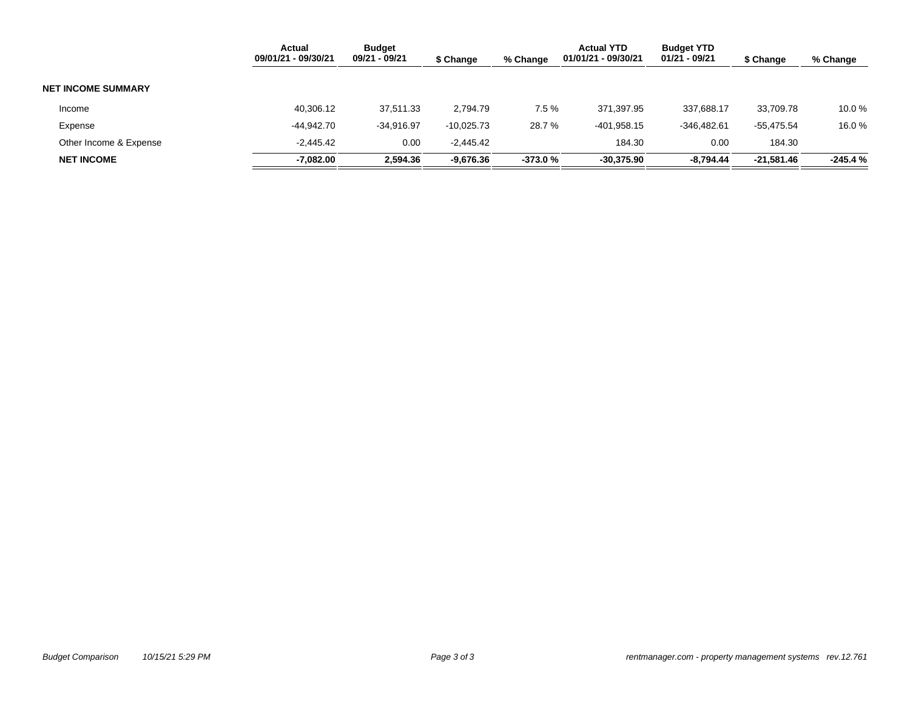| | Actual 09/01/21 - 09/30/21 | Budget 09/21 - 09/21 | $ Change | % Change | Actual YTD 01/01/21 - 09/30/21 | Budget YTD 01/21 - 09/21 | $ Change | % Change |
|---|---|---|---|---|---|---|---|---|
| **NET INCOME SUMMARY** | | | | | | | | |
| Income | 40,306.12 | 37,511.33 | 2,794.79 | 7.5 % | 371,397.95 | 337,688.17 | 33,709.78 | 10.0 % |
| Expense | -44,942.70 | -34,916.97 | -10,025.73 | 28.7 % | -401,958.15 | -346,482.61 | -55,475.54 | 16.0 % |
| Other Income & Expense | -2,445.42 | 0.00 | -2,445.42 | | 184.30 | 0.00 | 184.30 | |
| **NET INCOME** | **-7,082.00** | **2,594.36** | **-9,676.36** | **-373.0 %** | **-30,375.90** | **-8,794.44** | **-21,581.46** | **-245.4 %** |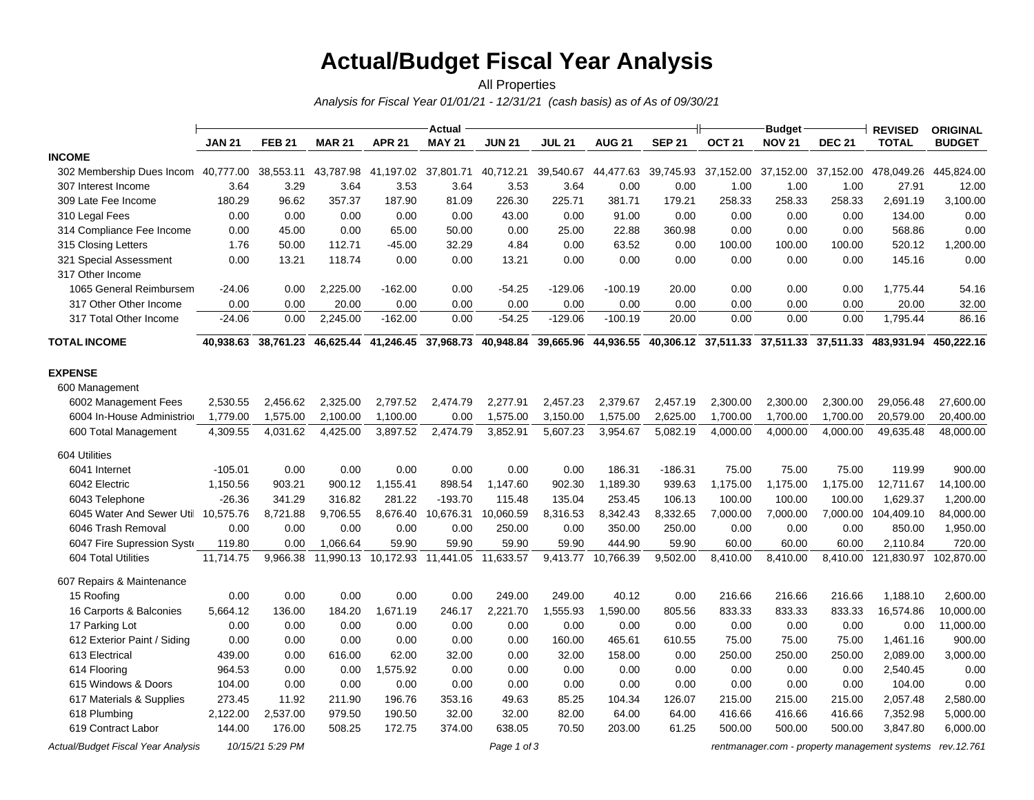# Actual/Budget Fiscal Year Analysis

All Properties

*Analysis for Fiscal Year 01/01/21 - 12/31/21 (cash basis) as of As of 09/30/21*

| | Actual | | | | | | | | | Budget | | | REVISED | ORIGINAL |
|---|---|---|---|---|---|---|---|---|---|---|---|---|---|---|
| | JAN 21 | FEB 21 | MAR 21 | APR 21 | MAY 21 | JUN 21 | JUL 21 | AUG 21 | SEP 21 | OCT 21 | NOV 21 | DEC 21 | TOTAL | BUDGET |
| **INCOME** | | | | | | | | | | | | | | |
| 302 Membership Dues Incom | 40,777.00 | 38,553.11 | 43,787.98 | 41,197.02 | 37,801.71 | 40,712.21 | 39,540.67 | 44,477.63 | 39,745.93 | 37,152.00 | 37,152.00 | 37,152.00 | 478,049.26 | 445,824.00 |
| 307 Interest Income | 3.64 | 3.29 | 3.64 | 3.53 | 3.64 | 3.53 | 3.64 | 0.00 | 0.00 | 1.00 | 1.00 | 1.00 | 27.91 | 12.00 |
| 309 Late Fee Income | 180.29 | 96.62 | 357.37 | 187.90 | 81.09 | 226.30 | 225.71 | 381.71 | 179.21 | 258.33 | 258.33 | 258.33 | 2,691.19 | 3,100.00 |
| 310 Legal Fees | 0.00 | 0.00 | 0.00 | 0.00 | 0.00 | 43.00 | 0.00 | 91.00 | 0.00 | 0.00 | 0.00 | 0.00 | 134.00 | 0.00 |
| 314 Compliance Fee Income | 0.00 | 45.00 | 0.00 | 65.00 | 50.00 | 0.00 | 25.00 | 22.88 | 360.98 | 0.00 | 0.00 | 0.00 | 568.86 | 0.00 |
| 315 Closing Letters | 1.76 | 50.00 | 112.71 | -45.00 | 32.29 | 4.84 | 0.00 | 63.52 | 0.00 | 100.00 | 100.00 | 100.00 | 520.12 | 1,200.00 |
| 321 Special Assessment | 0.00 | 13.21 | 118.74 | 0.00 | 0.00 | 13.21 | 0.00 | 0.00 | 0.00 | 0.00 | 0.00 | 0.00 | 145.16 | 0.00 |
| 317 Other Income | | | | | | | | | | | | | | |
| 1065 General Reimbursem | -24.06 | 0.00 | 2,225.00 | -162.00 | 0.00 | -54.25 | -129.06 | -100.19 | 20.00 | 0.00 | 0.00 | 0.00 | 1,775.44 | 54.16 |
| 317 Other Other Income | 0.00 | 0.00 | 20.00 | 0.00 | 0.00 | 0.00 | 0.00 | 0.00 | 0.00 | 0.00 | 0.00 | 0.00 | 20.00 | 32.00 |
| 317 Total Other Income | -24.06 | 0.00 | 2,245.00 | -162.00 | 0.00 | -54.25 | -129.06 | -100.19 | 20.00 | 0.00 | 0.00 | 0.00 | 1,795.44 | 86.16 |
| **TOTAL INCOME** | **40,938.63** | **38,761.23** | **46,625.44** | **41,246.45** | **37,968.73** | **40,948.84** | **39,665.96** | **44,936.55** | **40,306.12** | **37,511.33** | **37,511.33** | **37,511.33** | **483,931.94** | **450,222.16** |
| **EXPENSE** | | | | | | | | | | | | | | |
| 600 Management | | | | | | | | | | | | | | |
| 6002 Management Fees | 2,530.55 | 2,456.62 | 2,325.00 | 2,797.52 | 2,474.79 | 2,277.91 | 2,457.23 | 2,379.67 | 2,457.19 | 2,300.00 | 2,300.00 | 2,300.00 | 29,056.48 | 27,600.00 |
| 6004 In-House Administratio | 1,779.00 | 1,575.00 | 2,100.00 | 1,100.00 | 0.00 | 1,575.00 | 3,150.00 | 1,575.00 | 2,625.00 | 1,700.00 | 1,700.00 | 1,700.00 | 20,579.00 | 20,400.00 |
| 600 Total Management | 4,309.55 | 4,031.62 | 4,425.00 | 3,897.52 | 2,474.79 | 3,852.91 | 5,607.23 | 3,954.67 | 5,082.19 | 4,000.00 | 4,000.00 | 4,000.00 | 49,635.48 | 48,000.00 |
| 604 Utilities | | | | | | | | | | | | | | |
| 6041 Internet | -105.01 | 0.00 | 0.00 | 0.00 | 0.00 | 0.00 | 0.00 | 186.31 | -186.31 | 75.00 | 75.00 | 75.00 | 119.99 | 900.00 |
| 6042 Electric | 1,150.56 | 903.21 | 900.12 | 1,155.41 | 898.54 | 1,147.60 | 902.30 | 1,189.30 | 939.63 | 1,175.00 | 1,175.00 | 1,175.00 | 12,711.67 | 14,100.00 |
| 6043 Telephone | -26.36 | 341.29 | 316.82 | 281.22 | -193.70 | 115.48 | 135.04 | 253.45 | 106.13 | 100.00 | 100.00 | 100.00 | 1,629.37 | 1,200.00 |
| 6045 Water And Sewer Util | 10,575.76 | 8,721.88 | 9,706.55 | 8,676.40 | 10,676.31 | 10,060.59 | 8,316.53 | 8,342.43 | 8,332.65 | 7,000.00 | 7,000.00 | 7,000.00 | 104,409.10 | 84,000.00 |
| 6046 Trash Removal | 0.00 | 0.00 | 0.00 | 0.00 | 0.00 | 250.00 | 0.00 | 350.00 | 250.00 | 0.00 | 0.00 | 0.00 | 850.00 | 1,950.00 |
| 6047 Fire Supression Syste | 119.80 | 0.00 | 1,066.64 | 59.90 | 59.90 | 59.90 | 59.90 | 444.90 | 59.90 | 60.00 | 60.00 | 60.00 | 2,110.84 | 720.00 |
| 604 Total Utilities | 11,714.75 | 9,966.38 | 11,990.13 | 10,172.93 | 11,441.05 | 11,633.57 | 9,413.77 | 10,766.39 | 9,502.00 | 8,410.00 | 8,410.00 | 8,410.00 | 121,830.97 | 102,870.00 |
| 607 Repairs & Maintenance | | | | | | | | | | | | | | |
| 15 Roofing | 0.00 | 0.00 | 0.00 | 0.00 | 0.00 | 249.00 | 249.00 | 40.12 | 0.00 | 216.66 | 216.66 | 216.66 | 1,188.10 | 2,600.00 |
| 16 Carports & Balconies | 5,664.12 | 136.00 | 184.20 | 1,671.19 | 246.17 | 2,221.70 | 1,555.93 | 1,590.00 | 805.56 | 833.33 | 833.33 | 833.33 | 16,574.86 | 10,000.00 |
| 17 Parking Lot | 0.00 | 0.00 | 0.00 | 0.00 | 0.00 | 0.00 | 0.00 | 0.00 | 0.00 | 0.00 | 0.00 | 0.00 | 0.00 | 11,000.00 |
| 612 Exterior Paint / Siding | 0.00 | 0.00 | 0.00 | 0.00 | 0.00 | 0.00 | 160.00 | 465.61 | 610.55 | 75.00 | 75.00 | 75.00 | 1,461.16 | 900.00 |
| 613 Electrical | 439.00 | 0.00 | 616.00 | 62.00 | 32.00 | 0.00 | 32.00 | 158.00 | 0.00 | 250.00 | 250.00 | 250.00 | 2,089.00 | 3,000.00 |
| 614 Flooring | 964.53 | 0.00 | 0.00 | 1,575.92 | 0.00 | 0.00 | 0.00 | 0.00 | 0.00 | 0.00 | 0.00 | 0.00 | 2,540.45 | 0.00 |
| 615 Windows & Doors | 104.00 | 0.00 | 0.00 | 0.00 | 0.00 | 0.00 | 0.00 | 0.00 | 0.00 | 0.00 | 0.00 | 0.00 | 104.00 | 0.00 |
| 617 Materials & Supplies | 273.45 | 11.92 | 211.90 | 196.76 | 353.16 | 49.63 | 85.25 | 104.34 | 126.07 | 215.00 | 215.00 | 215.00 | 2,057.48 | 2,580.00 |
| 618 Plumbing | 2,122.00 | 2,537.00 | 979.50 | 190.50 | 32.00 | 32.00 | 82.00 | 64.00 | 64.00 | 416.66 | 416.66 | 416.66 | 7,352.98 | 5,000.00 |
| 619 Contract Labor | 144.00 | 176.00 | 508.25 | 172.75 | 374.00 | 638.05 | 70.50 | 203.00 | 61.25 | 500.00 | 500.00 | 500.00 | 3,847.80 | 6,000.00 |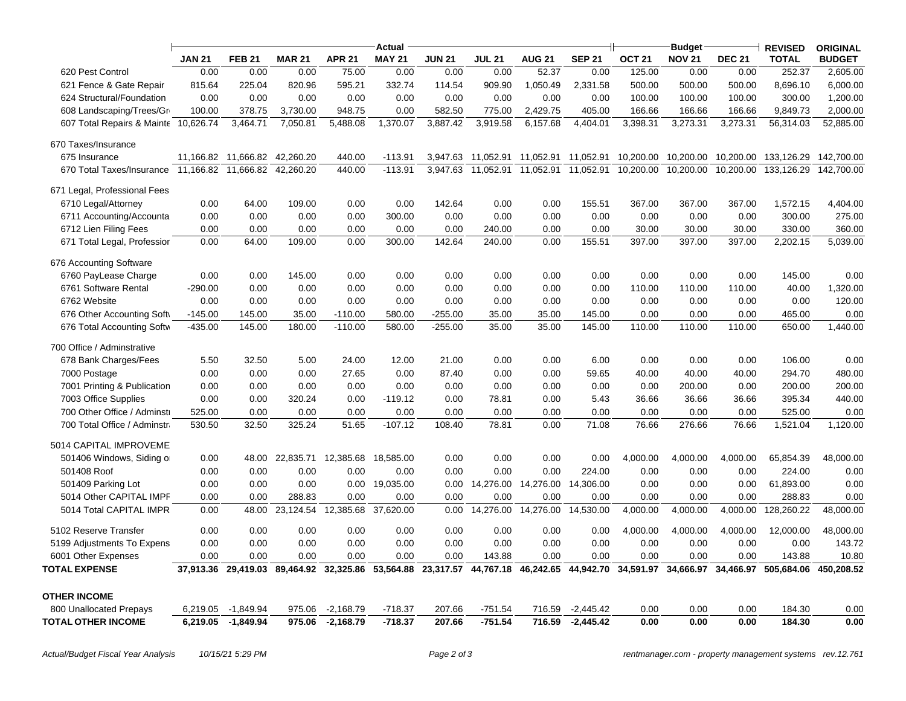| | Actual | | | | | | | | | Budget | | | REVISED | ORIGINAL |
|---|---|---|---|---|---|---|---|---|---|---|---|---|---|---|
| | JAN 21 | FEB 21 | MAR 21 | APR 21 | MAY 21 | JUN 21 | JUL 21 | AUG 21 | SEP 21 | OCT 21 | NOV 21 | DEC 21 | TOTAL | BUDGET |
| 620 Pest Control | 0.00 | 0.00 | 0.00 | 75.00 | 0.00 | 0.00 | 0.00 | 52.37 | 0.00 | 125.00 | 0.00 | 0.00 | 252.37 | 2,605.00 |
| 621 Fence & Gate Repair | 815.64 | 225.04 | 820.96 | 595.21 | 332.74 | 114.54 | 909.90 | 1,050.49 | 2,331.58 | 500.00 | 500.00 | 500.00 | 8,696.10 | 6,000.00 |
| 624 Structural/Foundation | 0.00 | 0.00 | 0.00 | 0.00 | 0.00 | 0.00 | 0.00 | 0.00 | 0.00 | 100.00 | 100.00 | 100.00 | 300.00 | 1,200.00 |
| 608 Landscaping/Trees/Gr | 100.00 | 378.75 | 3,730.00 | 948.75 | 0.00 | 582.50 | 775.00 | 2,429.75 | 405.00 | 166.66 | 166.66 | 166.66 | 9,849.73 | 2,000.00 |
| 607 Total Repairs & Mainte | 10,626.74 | 3,464.71 | 7,050.81 | 5,488.08 | 1,370.07 | 3,887.42 | 3,919.58 | 6,157.68 | 4,404.01 | 3,398.31 | 3,273.31 | 3,273.31 | 56,314.03 | 52,885.00 |
| 670 Taxes/Insurance | | | | | | | | | | | | | | |
| 675 Insurance | 11,166.82 | 11,666.82 | 42,260.20 | 440.00 | -113.91 | 3,947.63 | 11,052.91 | 11,052.91 | 11,052.91 | 10,200.00 | 10,200.00 | 10,200.00 | 133,126.29 | 142,700.00 |
| 670 Total Taxes/Insurance | 11,166.82 | 11,666.82 | 42,260.20 | 440.00 | -113.91 | 3,947.63 | 11,052.91 | 11,052.91 | 11,052.91 | 10,200.00 | 10,200.00 | 10,200.00 | 133,126.29 | 142,700.00 |
| 671 Legal, Professional Fees | | | | | | | | | | | | | | |
| 6710 Legal/Attorney | 0.00 | 64.00 | 109.00 | 0.00 | 0.00 | 142.64 | 0.00 | 0.00 | 155.51 | 367.00 | 367.00 | 367.00 | 1,572.15 | 4,404.00 |
| 6711 Accounting/Accounta | 0.00 | 0.00 | 0.00 | 0.00 | 300.00 | 0.00 | 0.00 | 0.00 | 0.00 | 0.00 | 0.00 | 0.00 | 300.00 | 275.00 |
| 6712 Lien Filing Fees | 0.00 | 0.00 | 0.00 | 0.00 | 0.00 | 0.00 | 240.00 | 0.00 | 0.00 | 30.00 | 30.00 | 30.00 | 330.00 | 360.00 |
| 671 Total Legal, Professior | 0.00 | 64.00 | 109.00 | 0.00 | 300.00 | 142.64 | 240.00 | 0.00 | 155.51 | 397.00 | 397.00 | 397.00 | 2,202.15 | 5,039.00 |
| 676 Accounting Software | | | | | | | | | | | | | | |
| 6760 PayLease Charge | 0.00 | 0.00 | 145.00 | 0.00 | 0.00 | 0.00 | 0.00 | 0.00 | 0.00 | 0.00 | 0.00 | 0.00 | 145.00 | 0.00 |
| 6761 Software Rental | -290.00 | 0.00 | 0.00 | 0.00 | 0.00 | 0.00 | 0.00 | 0.00 | 0.00 | 110.00 | 110.00 | 110.00 | 40.00 | 1,320.00 |
| 6762 Website | 0.00 | 0.00 | 0.00 | 0.00 | 0.00 | 0.00 | 0.00 | 0.00 | 0.00 | 0.00 | 0.00 | 0.00 | 0.00 | 120.00 |
| 676 Other Accounting Softv | -145.00 | 145.00 | 35.00 | -110.00 | 580.00 | -255.00 | 35.00 | 35.00 | 145.00 | 0.00 | 0.00 | 0.00 | 465.00 | 0.00 |
| 676 Total Accounting Softw | -435.00 | 145.00 | 180.00 | -110.00 | 580.00 | -255.00 | 35.00 | 35.00 | 145.00 | 110.00 | 110.00 | 110.00 | 650.00 | 1,440.00 |
| 700 Office / Adminstrative | | | | | | | | | | | | | | |
| 678 Bank Charges/Fees | 5.50 | 32.50 | 5.00 | 24.00 | 12.00 | 21.00 | 0.00 | 0.00 | 6.00 | 0.00 | 0.00 | 0.00 | 106.00 | 0.00 |
| 7000 Postage | 0.00 | 0.00 | 0.00 | 27.65 | 0.00 | 87.40 | 0.00 | 0.00 | 59.65 | 40.00 | 40.00 | 40.00 | 294.70 | 480.00 |
| 7001 Printing & Publication | 0.00 | 0.00 | 0.00 | 0.00 | 0.00 | 0.00 | 0.00 | 0.00 | 0.00 | 0.00 | 200.00 | 0.00 | 200.00 | 200.00 |
| 7003 Office Supplies | 0.00 | 0.00 | 320.24 | 0.00 | -119.12 | 0.00 | 78.81 | 0.00 | 5.43 | 36.66 | 36.66 | 36.66 | 395.34 | 440.00 |
| 700 Other Office / Adminstr | 525.00 | 0.00 | 0.00 | 0.00 | 0.00 | 0.00 | 0.00 | 0.00 | 0.00 | 0.00 | 0.00 | 0.00 | 525.00 | 0.00 |
| 700 Total Office / Adminstr | 530.50 | 32.50 | 325.24 | 51.65 | -107.12 | 108.40 | 78.81 | 0.00 | 71.08 | 76.66 | 276.66 | 76.66 | 1,521.04 | 1,120.00 |
| 5014 CAPITAL IMPROVEME | | | | | | | | | | | | | | |
| 501406 Windows, Siding o | 0.00 | 48.00 | 22,835.71 | 12,385.68 | 18,585.00 | 0.00 | 0.00 | 0.00 | 0.00 | 4,000.00 | 4,000.00 | 4,000.00 | 65,854.39 | 48,000.00 |
| 501408 Roof | 0.00 | 0.00 | 0.00 | 0.00 | 0.00 | 0.00 | 0.00 | 0.00 | 224.00 | 0.00 | 0.00 | 0.00 | 224.00 | 0.00 |
| 501409 Parking Lot | 0.00 | 0.00 | 0.00 | 0.00 | 19,035.00 | 0.00 | 14,276.00 | 14,276.00 | 14,306.00 | 0.00 | 0.00 | 0.00 | 61,893.00 | 0.00 |
| 5014 Other CAPITAL IMPF | 0.00 | 0.00 | 288.83 | 0.00 | 0.00 | 0.00 | 0.00 | 0.00 | 0.00 | 0.00 | 0.00 | 0.00 | 288.83 | 0.00 |
| 5014 Total CAPITAL IMPR | 0.00 | 48.00 | 23,124.54 | 12,385.68 | 37,620.00 | 0.00 | 14,276.00 | 14,276.00 | 14,530.00 | 4,000.00 | 4,000.00 | 4,000.00 | 128,260.22 | 48,000.00 |
| 5102 Reserve Transfer | 0.00 | 0.00 | 0.00 | 0.00 | 0.00 | 0.00 | 0.00 | 0.00 | 0.00 | 4,000.00 | 4,000.00 | 4,000.00 | 12,000.00 | 48,000.00 |
| 5199 Adjustments To Expens | 0.00 | 0.00 | 0.00 | 0.00 | 0.00 | 0.00 | 0.00 | 0.00 | 0.00 | 0.00 | 0.00 | 0.00 | 0.00 | 143.72 |
| 6001 Other Expenses | 0.00 | 0.00 | 0.00 | 0.00 | 0.00 | 0.00 | 143.88 | 0.00 | 0.00 | 0.00 | 0.00 | 0.00 | 143.88 | 10.80 |
| **TOTAL EXPENSE** | **37,913.36** | **29,419.03** | **89,464.92** | **32,325.86** | **53,564.88** | **23,317.57** | **44,767.18** | **46,242.65** | **44,942.70** | **34,591.97** | **34,666.97** | **34,466.97** | **505,684.06** | **450,208.52** |
| **OTHER INCOME** | | | | | | | | | | | | | | |
| 800 Unallocated Prepays | 6,219.05 | -1,849.94 | 975.06 | -2,168.79 | -718.37 | 207.66 | -751.54 | 716.59 | -2,445.42 | 0.00 | 0.00 | 0.00 | 184.30 | 0.00 |
| **TOTAL OTHER INCOME** | **6,219.05** | **-1,849.94** | **975.06** | **-2,168.79** | **-718.37** | **207.66** | **-751.54** | **716.59** | **-2,445.42** | **0.00** | **0.00** | **0.00** | **184.30** | **0.00** |

*Actual/Budget Fiscal Year Analysis* *10/15/21 5:29 PM* *rentmanager.com - property management systems rev.12.761*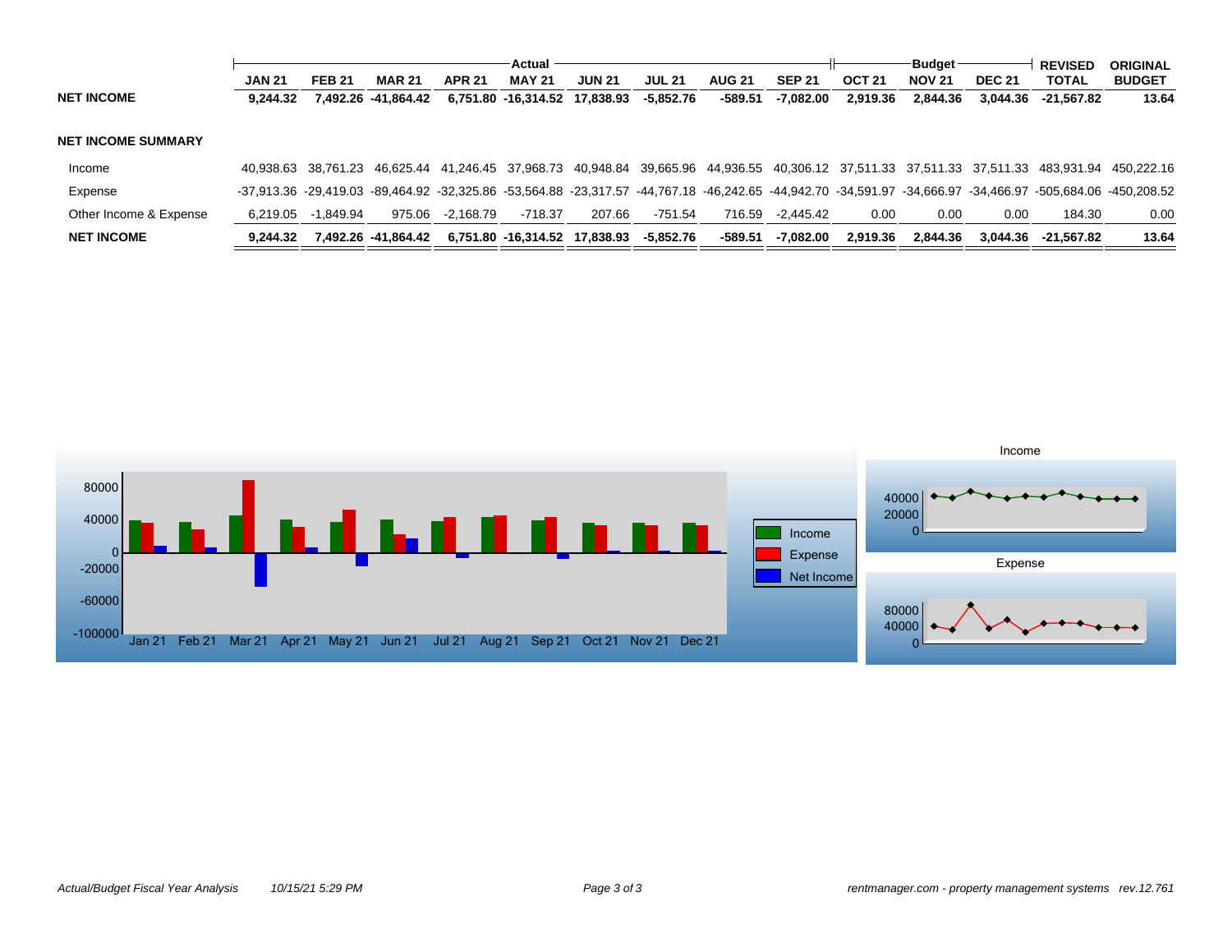| | Actual | | | | | | | | | Budget | | | REVISED | ORIGINAL |
|---|---|---|---|---|---|---|---|---|---|---|---|---|---|---|
| | JAN 21 | FEB 21 | MAR 21 | APR 21 | MAY 21 | JUN 21 | JUL 21 | AUG 21 | SEP 21 | OCT 21 | NOV 21 | DEC 21 | TOTAL | BUDGET |
| **NET INCOME** | **9,244.32** | **7,492.26** | **-41,864.42** | **6,751.80** | **-16,314.52** | **17,838.93** | **-5,852.76** | **-589.51** | **-7,082.00** | **2,919.36** | **2,844.36** | **3,044.36** | **-21,567.82** | **13.64** |
| **NET INCOME SUMMARY** | | | | | | | | | | | | | | |
| Income | 40,938.63 | 38,761.23 | 46,625.44 | 41,246.45 | 37,968.73 | 40,948.84 | 39,665.96 | 44,936.55 | 40,306.12 | 37,511.33 | 37,511.33 | 37,511.33 | 483,931.94 | 450,222.16 |
| Expense | -37,913.36 | -29,419.03 | -89,464.92 | -32,325.86 | -53,564.88 | -23,317.57 | -44,767.18 | -46,242.65 | -44,942.70 | -34,591.97 | -34,666.97 | -34,466.97 | -505,684.06 | -450,208.52 |
| Other Income & Expense | 6,219.05 | -1,849.94 | 975.06 | -2,168.79 | -718.37 | 207.66 | -751.54 | 716.59 | -2,445.42 | 0.00 | 0.00 | 0.00 | 184.30 | 0.00 |
| **NET INCOME** | **9,244.32** | **7,492.26** | **-41,864.42** | **6,751.80** | **-16,314.52** | **17,838.93** | **-5,852.76** | **-589.51** | **-7,082.00** | **2,919.36** | **2,844.36** | **3,044.36** | **-21,567.82** | **13.64** |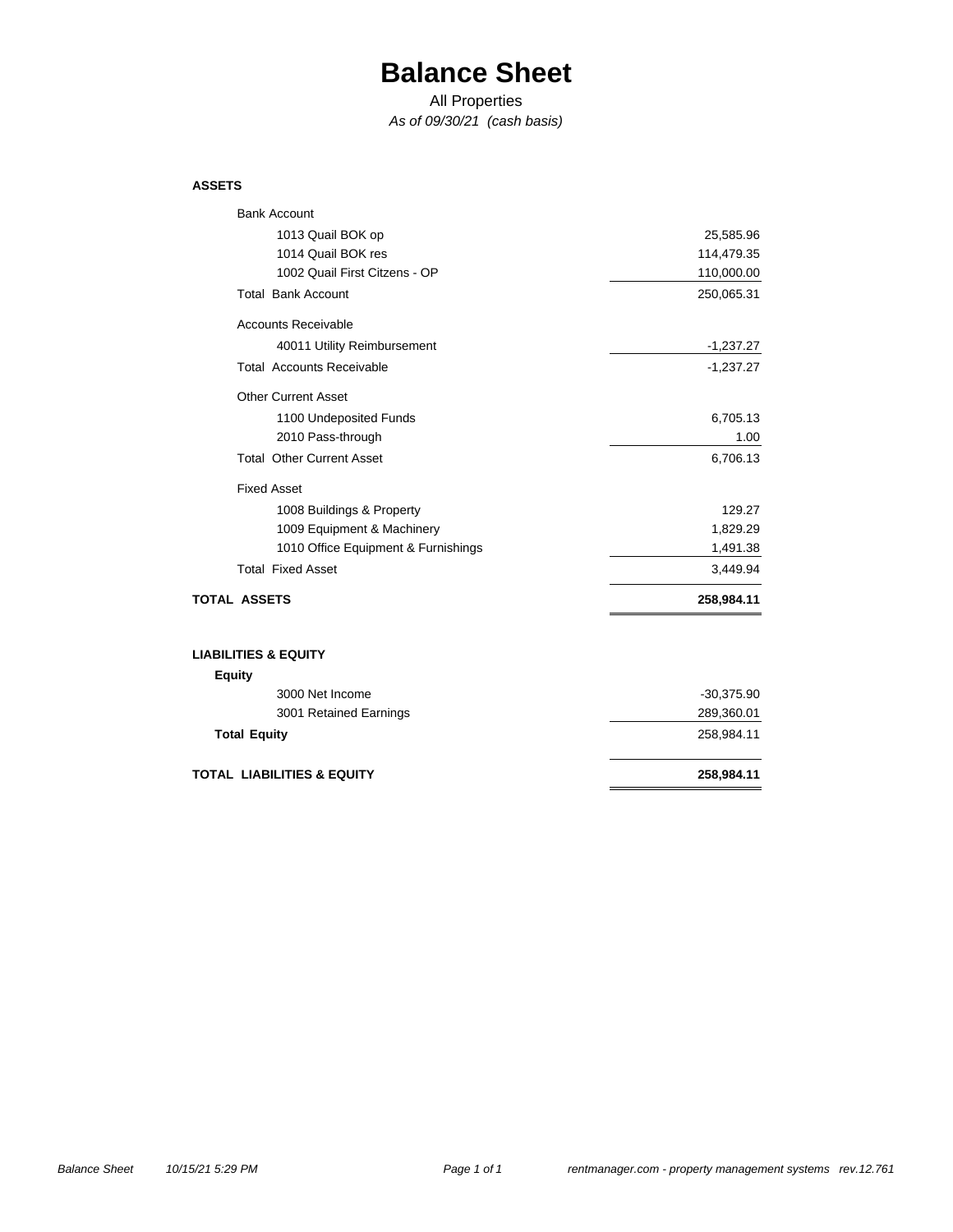# Balance Sheet

All Properties

*As of 09/30/21 (cash basis)*

| | |
|---|---|
| **ASSETS** | |
| Bank Account | |
| 1013 Quail BOK op | 25,585.96 |
| 1014 Quail BOK res | 114,479.35 |
| 1002 Quail First Citzens - OP | 110,000.00 |
| Total Bank Account | 250,065.31 |
| Accounts Receivable | |
| 40011 Utility Reimbursement | -1,237.27 |
| Total Accounts Receivable | -1,237.27 |
| Other Current Asset | |
| 1100 Undeposited Funds | 6,705.13 |
| 2010 Pass-through | 1.00 |
| Total Other Current Asset | 6,706.13 |
| Fixed Asset | |
| 1008 Buildings & Property | 129.27 |
| 1009 Equipment & Machinery | 1,829.29 |
| 1010 Office Equipment & Furnishings | 1,491.38 |
| Total Fixed Asset | 3,449.94 |
| **TOTAL ASSETS** | **258,984.11** |
| | |
| **LIABILITIES & EQUITY** | |
| **Equity** | |
| 3000 Net Income | -30,375.90 |
| 3001 Retained Earnings | 289,360.01 |
| **Total Equity** | 258,984.11 |
| **TOTAL LIABILITIES & EQUITY** | **258,984.11** |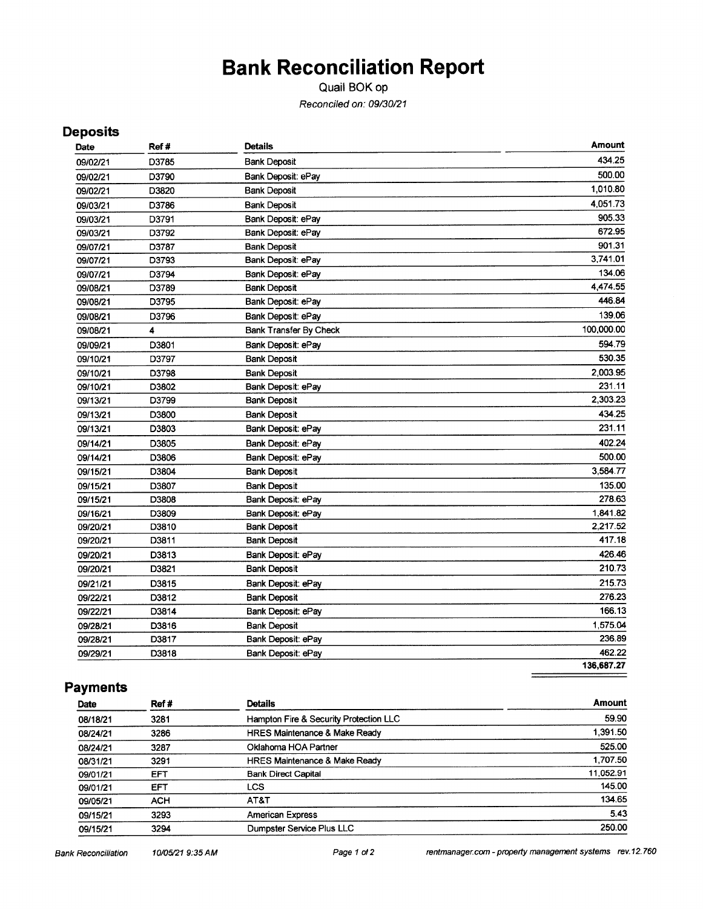# Bank Reconciliation Report

Quail BOK op

*Reconciled on: 09/30/21*

## Deposits

| Date | Ref # | Details | Amount |
|---|---|---|---|
| 09/02/21 | D3785 | Bank Deposit | 434.25 |
| 09/02/21 | D3790 | Bank Deposit: ePay | 500.00 |
| 09/02/21 | D3820 | Bank Deposit | 1,010.80 |
| 09/03/21 | D3786 | Bank Deposit | 4,051.73 |
| 09/03/21 | D3791 | Bank Deposit: ePay | 905.33 |
| 09/03/21 | D3792 | Bank Deposit: ePay | 672.95 |
| 09/07/21 | D3787 | Bank Deposit | 901.31 |
| 09/07/21 | D3793 | Bank Deposit: ePay | 3,741.01 |
| 09/07/21 | D3794 | Bank Deposit: ePay | 134.06 |
| 09/08/21 | D3789 | Bank Deposit | 4,474.55 |
| 09/08/21 | D3795 | Bank Deposit: ePay | 446.84 |
| 09/08/21 | D3796 | Bank Deposit: ePay | 139.06 |
| 09/08/21 | 4 | Bank Transfer By Check | 100,000.00 |
| 09/09/21 | D3801 | Bank Deposit: ePay | 594.79 |
| 09/10/21 | D3797 | Bank Deposit | 530.35 |
| 09/10/21 | D3798 | Bank Deposit | 2,003.95 |
| 09/10/21 | D3802 | Bank Deposit: ePay | 231.11 |
| 09/13/21 | D3799 | Bank Deposit | 2,303.23 |
| 09/13/21 | D3800 | Bank Deposit | 434.25 |
| 09/13/21 | D3803 | Bank Deposit: ePay | 231.11 |
| 09/14/21 | D3805 | Bank Deposit: ePay | 402.24 |
| 09/14/21 | D3806 | Bank Deposit: ePay | 500.00 |
| 09/15/21 | D3804 | Bank Deposit | 3,584.77 |
| 09/15/21 | D3807 | Bank Deposit | 135.00 |
| 09/15/21 | D3808 | Bank Deposit: ePay | 278.63 |
| 09/16/21 | D3809 | Bank Deposit: ePay | 1,841.82 |
| 09/20/21 | D3810 | Bank Deposit | 2,217.52 |
| 09/20/21 | D3811 | Bank Deposit | 417.18 |
| 09/20/21 | D3813 | Bank Deposit: ePay | 426.46 |
| 09/20/21 | D3821 | Bank Deposit | 210.73 |
| 09/21/21 | D3815 | Bank Deposit: ePay | 215.73 |
| 09/22/21 | D3812 | Bank Deposit | 276.23 |
| 09/22/21 | D3814 | Bank Deposit: ePay | 166.13 |
| 09/28/21 | D3816 | Bank Deposit | 1,575.04 |
| 09/28/21 | D3817 | Bank Deposit: ePay | 236.89 |
| 09/29/21 | D3818 | Bank Deposit: ePay | 462.22 |
| | | | 136,687.27 |

## Payments

| Date | Ref # | Details | Amount |
|---|---|---|---|
| 08/18/21 | 3281 | Hampton Fire & Security Protection LLC | 59.90 |
| 08/24/21 | 3286 | HRES Maintenance & Make Ready | 1,391.50 |
| 08/24/21 | 3287 | Oklahoma HOA Partner | 525.00 |
| 08/31/21 | 3291 | HRES Maintenance & Make Ready | 1,707.50 |
| 09/01/21 | EFT | Bank Direct Capital | 11,052.91 |
| 09/01/21 | EFT | LCS | 145.00 |
| 09/05/21 | ACH | AT&T | 134.65 |
| 09/15/21 | 3293 | American Express | 5.43 |
| 09/15/21 | 3294 | Dumpster Service Plus LLC | 250.00 |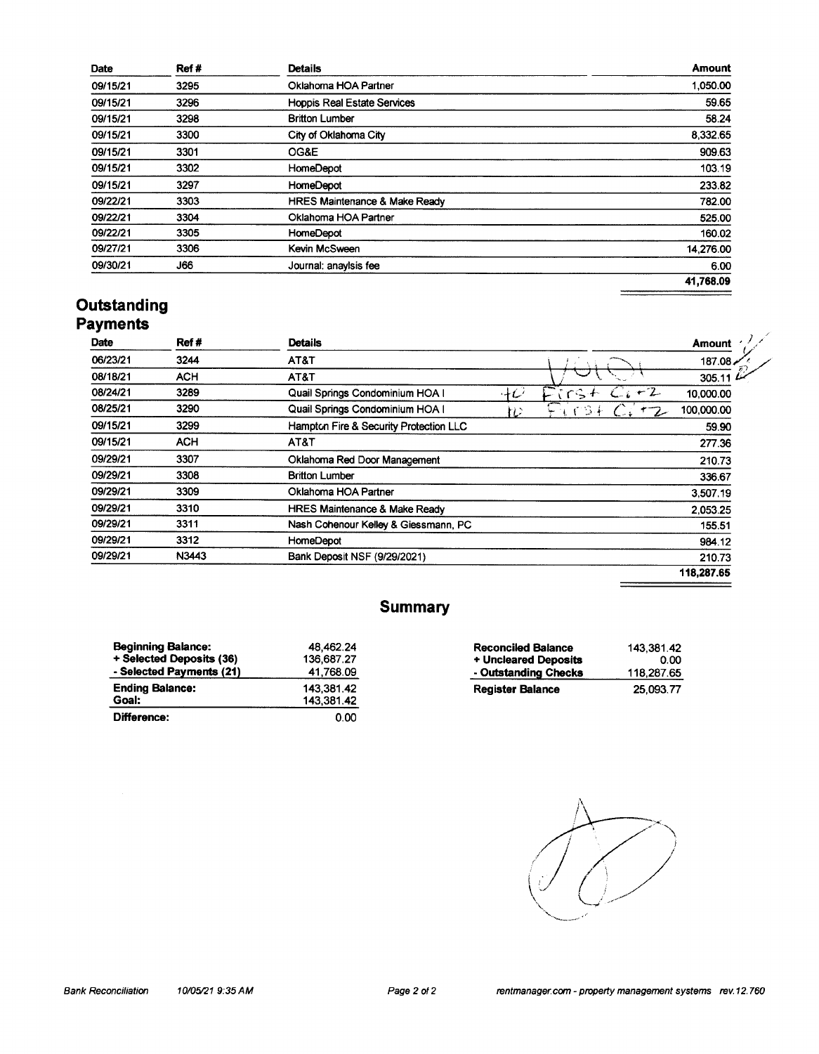| Date | Ref # | Details | Amount |
|---|---|---|---|
| 09/15/21 | 3295 | Oklahoma HOA Partner | 1,050.00 |
| 09/15/21 | 3296 | Hoppis Real Estate Services | 59.65 |
| 09/15/21 | 3298 | Britton Lumber | 58.24 |
| 09/15/21 | 3300 | City of Oklahoma City | 8,332.65 |
| 09/15/21 | 3301 | OG&E | 909.63 |
| 09/15/21 | 3302 | HomeDepot | 103.19 |
| 09/15/21 | 3297 | HomeDepot | 233.82 |
| 09/22/21 | 3303 | HRES Maintenance & Make Ready | 782.00 |
| 09/22/21 | 3304 | Oklahoma HOA Partner | 525.00 |
| 09/22/21 | 3305 | HomeDepot | 160.02 |
| 09/27/21 | 3306 | Kevin McSween | 14,276.00 |
| 09/30/21 | J66 | Journal: anaylsis fee | 6.00 |
| | | | 41,768.09 |

## Outstanding Payments

| Date | Ref # | Details | Amount |
|---|---|---|---|
| 06/23/21 | 3244 | AT&T VOID | 187.08 |
| 08/18/21 | ACH | AT&T | 305.11 |
| 08/24/21 | 3289 | Quail Springs Condominium HOA I to First Citz | 10,000.00 |
| 08/25/21 | 3290 | Quail Springs Condominium HOA I to First Citz | 100,000.00 |
| 09/15/21 | 3299 | Hampton Fire & Security Protection LLC | 59.90 |
| 09/15/21 | ACH | AT&T | 277.36 |
| 09/29/21 | 3307 | Oklahoma Red Door Management | 210.73 |
| 09/29/21 | 3308 | Britton Lumber | 336.67 |
| 09/29/21 | 3309 | Oklahoma HOA Partner | 3,507.19 |
| 09/29/21 | 3310 | HRES Maintenance & Make Ready | 2,053.25 |
| 09/29/21 | 3311 | Nash Cohenour Kelley & Giessmann, PC | 155.51 |
| 09/29/21 | 3312 | HomeDepot | 984.12 |
| 09/29/21 | N3443 | Bank Deposit NSF (9/29/2021) | 210.73 |
| | | | 118,287.65 |

## Summary

| | |
|---|---|
| **Beginning Balance:** | 48,462.24 |
| **+ Selected Deposits (36)** | 136,687.27 |
| **- Selected Payments (21)** | 41,768.09 |
| **Ending Balance:** | 143,381.42 |
| **Goal:** | 143,381.42 |
| **Difference:** | 0.00 |

| | |
|---|---|
| **Reconciled Balance** | 143,381.42 |
| **+ Uncleared Deposits** | 0.00 |
| **- Outstanding Checks** | 118,287.65 |
| **Register Balance** | 25,093.77 |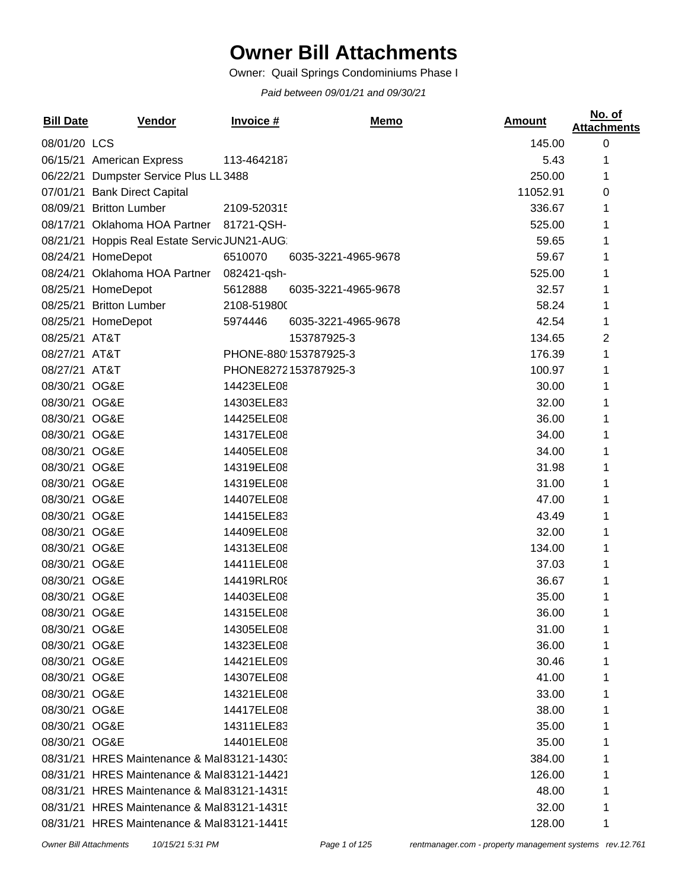# Owner Bill Attachments

Owner: Quail Springs Condominiums Phase I

*Paid between 09/01/21 and 09/30/21*

| Bill Date | Vendor | Invoice # | Memo | Amount | No. of Attachments |
|---|---|---|---|---|---|
| 08/01/20 | LCS | | | 145.00 | 0 |
| 06/15/21 | American Express | 113-4642187 | | 5.43 | 1 |
| 06/22/21 | Dumpster Service Plus LL | 3488 | | 250.00 | 1 |
| 07/01/21 | Bank Direct Capital | | | 11052.91 | 0 |
| 08/09/21 | Britton Lumber | 2109-520315 | | 336.67 | 1 |
| 08/17/21 | Oklahoma HOA Partner | 81721-QSH- | | 525.00 | 1 |
| 08/21/21 | Hoppis Real Estate Servic | JUN21-AUG | | 59.65 | 1 |
| 08/24/21 | HomeDepot | 6510070 | 6035-3221-4965-9678 | 59.67 | 1 |
| 08/24/21 | Oklahoma HOA Partner | 082421-qsh- | | 525.00 | 1 |
| 08/25/21 | HomeDepot | 5612888 | 6035-3221-4965-9678 | 32.57 | 1 |
| 08/25/21 | Britton Lumber | 2108-519800 | | 58.24 | 1 |
| 08/25/21 | HomeDepot | 5974446 | 6035-3221-4965-9678 | 42.54 | 1 |
| 08/25/21 | AT&T | | 153787925-3 | 134.65 | 2 |
| 08/27/21 | AT&T | PHONE-880 | 153787925-3 | 176.39 | 1 |
| 08/27/21 | AT&T | PHONE8272 | 153787925-3 | 100.97 | 1 |
| 08/30/21 | OG&E | 14423ELE08 | | 30.00 | 1 |
| 08/30/21 | OG&E | 14303ELE83 | | 32.00 | 1 |
| 08/30/21 | OG&E | 14425ELE08 | | 36.00 | 1 |
| 08/30/21 | OG&E | 14317ELE08 | | 34.00 | 1 |
| 08/30/21 | OG&E | 14405ELE08 | | 34.00 | 1 |
| 08/30/21 | OG&E | 14319ELE08 | | 31.98 | 1 |
| 08/30/21 | OG&E | 14319ELE08 | | 31.00 | 1 |
| 08/30/21 | OG&E | 14407ELE08 | | 47.00 | 1 |
| 08/30/21 | OG&E | 14415ELE83 | | 43.49 | 1 |
| 08/30/21 | OG&E | 14409ELE08 | | 32.00 | 1 |
| 08/30/21 | OG&E | 14313ELE08 | | 134.00 | 1 |
| 08/30/21 | OG&E | 14411ELE08 | | 37.03 | 1 |
| 08/30/21 | OG&E | 14419RLR08 | | 36.67 | 1 |
| 08/30/21 | OG&E | 14403ELE08 | | 35.00 | 1 |
| 08/30/21 | OG&E | 14315ELE08 | | 36.00 | 1 |
| 08/30/21 | OG&E | 14305ELE08 | | 31.00 | 1 |
| 08/30/21 | OG&E | 14323ELE08 | | 36.00 | 1 |
| 08/30/21 | OG&E | 14421ELE09 | | 30.46 | 1 |
| 08/30/21 | OG&E | 14307ELE08 | | 41.00 | 1 |
| 08/30/21 | OG&E | 14321ELE08 | | 33.00 | 1 |
| 08/30/21 | OG&E | 14417ELE08 | | 38.00 | 1 |
| 08/30/21 | OG&E | 14311ELE83 | | 35.00 | 1 |
| 08/30/21 | OG&E | 14401ELE08 | | 35.00 | 1 |
| 08/31/21 | HRES Maintenance & Mal | 83121-14303 | | 384.00 | 1 |
| 08/31/21 | HRES Maintenance & Mal | 83121-14421 | | 126.00 | 1 |
| 08/31/21 | HRES Maintenance & Mal | 83121-14315 | | 48.00 | 1 |
| 08/31/21 | HRES Maintenance & Mal | 83121-14315 | | 32.00 | 1 |
| 08/31/21 | HRES Maintenance & Mal | 83121-14415 | | 128.00 | 1 |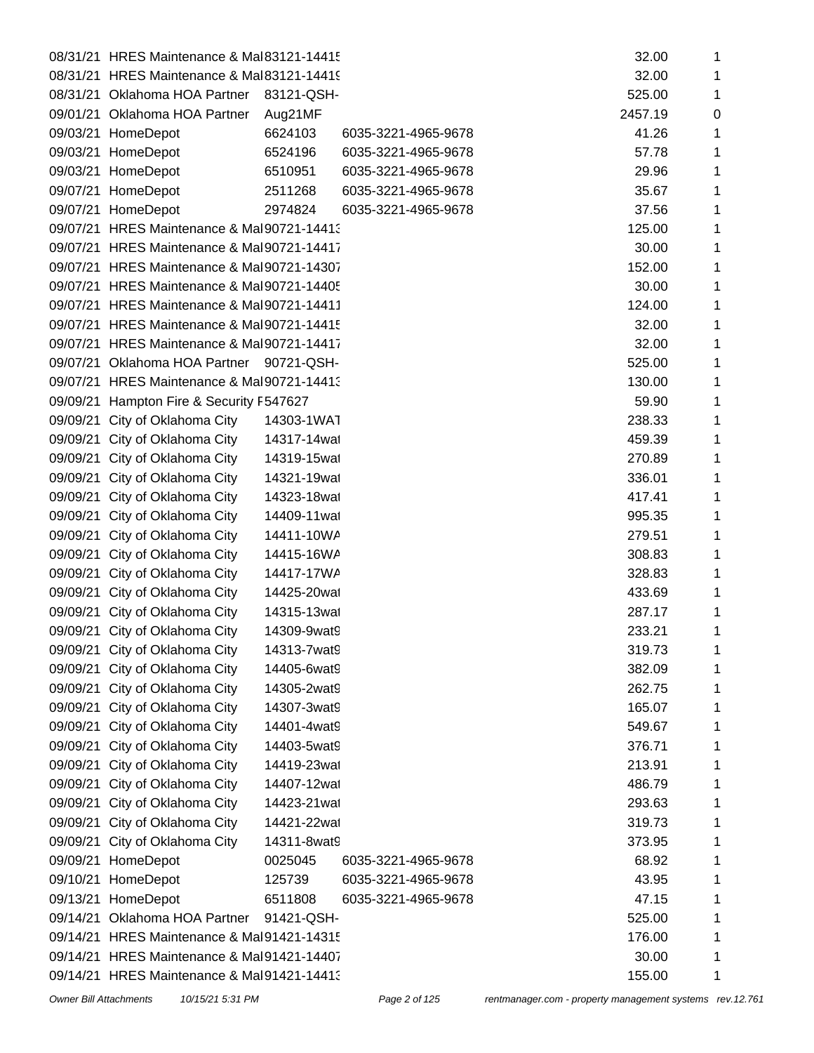| | | | | | |
|---|---|---|---|---|---|
| 08/31/21 | HRES Maintenance & Mai | 83121-1441ξ | | 32.00 | 1 |
| 08/31/21 | HRES Maintenance & Mai | 83121-1441ς | | 32.00 | 1 |
| 08/31/21 | Oklahoma HOA Partner | 83121-QSH- | | 525.00 | 1 |
| 09/01/21 | Oklahoma HOA Partner | Aug21MF | | 2457.19 | 0 |
| 09/03/21 | HomeDepot | 6624103 | 6035-3221-4965-9678 | 41.26 | 1 |
| 09/03/21 | HomeDepot | 6524196 | 6035-3221-4965-9678 | 57.78 | 1 |
| 09/03/21 | HomeDepot | 6510951 | 6035-3221-4965-9678 | 29.96 | 1 |
| 09/07/21 | HomeDepot | 2511268 | 6035-3221-4965-9678 | 35.67 | 1 |
| 09/07/21 | HomeDepot | 2974824 | 6035-3221-4965-9678 | 37.56 | 1 |
| 09/07/21 | HRES Maintenance & Mai | 90721-1441ɜ | | 125.00 | 1 |
| 09/07/21 | HRES Maintenance & Mai | 90721-1441ℸ | | 30.00 | 1 |
| 09/07/21 | HRES Maintenance & Mai | 90721-1430ℸ | | 152.00 | 1 |
| 09/07/21 | HRES Maintenance & Mai | 90721-1440ξ | | 30.00 | 1 |
| 09/07/21 | HRES Maintenance & Mai | 90721-14411 | | 124.00 | 1 |
| 09/07/21 | HRES Maintenance & Mai | 90721-1441ξ | | 32.00 | 1 |
| 09/07/21 | HRES Maintenance & Mai | 90721-1441ℸ | | 32.00 | 1 |
| 09/07/21 | Oklahoma HOA Partner | 90721-QSH- | | 525.00 | 1 |
| 09/07/21 | HRES Maintenance & Mai | 90721-1441ɜ | | 130.00 | 1 |
| 09/09/21 | Hampton Fire & Security F | 547627 | | 59.90 | 1 |
| 09/09/21 | City of Oklahoma City | 14303-1WAT | | 238.33 | 1 |
| 09/09/21 | City of Oklahoma City | 14317-14wat | | 459.39 | 1 |
| 09/09/21 | City of Oklahoma City | 14319-15wat | | 270.89 | 1 |
| 09/09/21 | City of Oklahoma City | 14321-19wat | | 336.01 | 1 |
| 09/09/21 | City of Oklahoma City | 14323-18wat | | 417.41 | 1 |
| 09/09/21 | City of Oklahoma City | 14409-11wat | | 995.35 | 1 |
| 09/09/21 | City of Oklahoma City | 14411-10WA | | 279.51 | 1 |
| 09/09/21 | City of Oklahoma City | 14415-16WA | | 308.83 | 1 |
| 09/09/21 | City of Oklahoma City | 14417-17WA | | 328.83 | 1 |
| 09/09/21 | City of Oklahoma City | 14425-20wat | | 433.69 | 1 |
| 09/09/21 | City of Oklahoma City | 14315-13wat | | 287.17 | 1 |
| 09/09/21 | City of Oklahoma City | 14309-9wat9 | | 233.21 | 1 |
| 09/09/21 | City of Oklahoma City | 14313-7wat9 | | 319.73 | 1 |
| 09/09/21 | City of Oklahoma City | 14405-6wat9 | | 382.09 | 1 |
| 09/09/21 | City of Oklahoma City | 14305-2wat9 | | 262.75 | 1 |
| 09/09/21 | City of Oklahoma City | 14307-3wat9 | | 165.07 | 1 |
| 09/09/21 | City of Oklahoma City | 14401-4wat9 | | 549.67 | 1 |
| 09/09/21 | City of Oklahoma City | 14403-5wat9 | | 376.71 | 1 |
| 09/09/21 | City of Oklahoma City | 14419-23wat | | 213.91 | 1 |
| 09/09/21 | City of Oklahoma City | 14407-12wat | | 486.79 | 1 |
| 09/09/21 | City of Oklahoma City | 14423-21wat | | 293.63 | 1 |
| 09/09/21 | City of Oklahoma City | 14421-22wat | | 319.73 | 1 |
| 09/09/21 | City of Oklahoma City | 14311-8wat9 | | 373.95 | 1 |
| 09/09/21 | HomeDepot | 0025045 | 6035-3221-4965-9678 | 68.92 | 1 |
| 09/10/21 | HomeDepot | 125739 | 6035-3221-4965-9678 | 43.95 | 1 |
| 09/13/21 | HomeDepot | 6511808 | 6035-3221-4965-9678 | 47.15 | 1 |
| 09/14/21 | Oklahoma HOA Partner | 91421-QSH- | | 525.00 | 1 |
| 09/14/21 | HRES Maintenance & Mai | 91421-1431ξ | | 176.00 | 1 |
| 09/14/21 | HRES Maintenance & Mai | 91421-1440ℸ | | 30.00 | 1 |
| 09/14/21 | HRES Maintenance & Mai | 91421-1441ɜ | | 155.00 | 1 |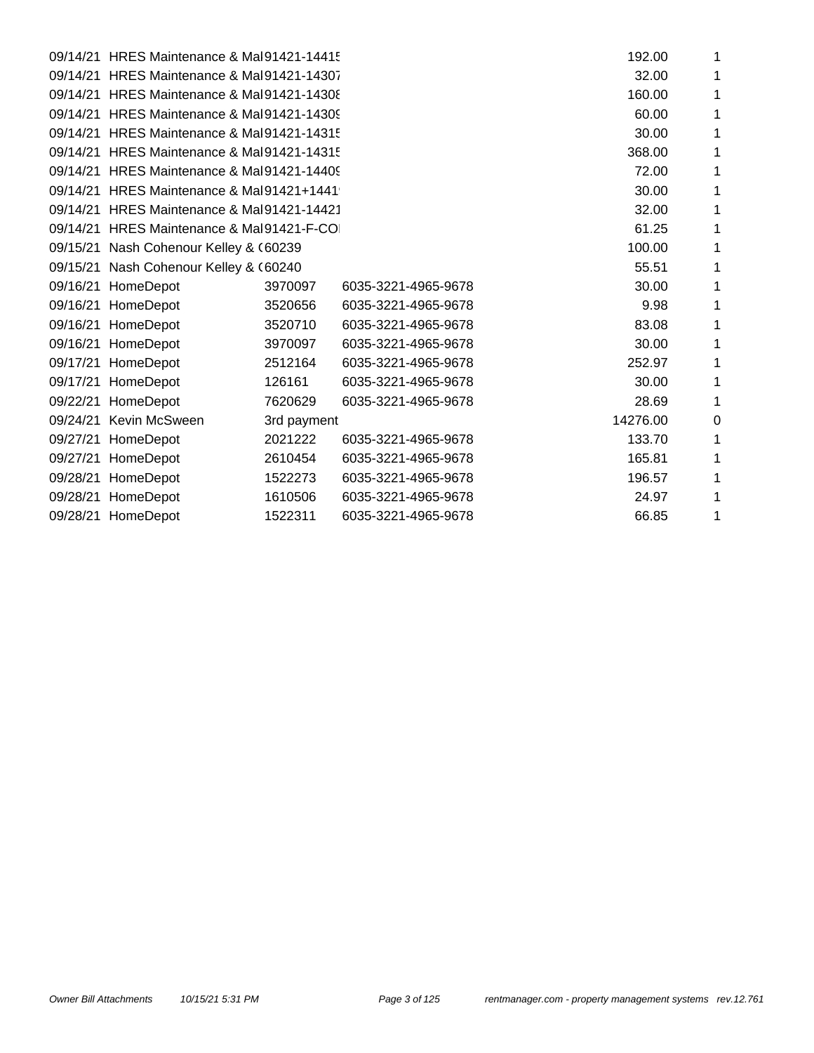| | | | | | |
|---|---|---|---|---|---|
| 09/14/21 | HRES Maintenance & Mai | 91421-14415 | | 192.00 | 1 |
| 09/14/21 | HRES Maintenance & Mai | 91421-14307 | | 32.00 | 1 |
| 09/14/21 | HRES Maintenance & Mai | 91421-14308 | | 160.00 | 1 |
| 09/14/21 | HRES Maintenance & Mai | 91421-14309 | | 60.00 | 1 |
| 09/14/21 | HRES Maintenance & Mai | 91421-14315 | | 30.00 | 1 |
| 09/14/21 | HRES Maintenance & Mai | 91421-14315 | | 368.00 | 1 |
| 09/14/21 | HRES Maintenance & Mai | 91421-14409 | | 72.00 | 1 |
| 09/14/21 | HRES Maintenance & Mai | 91421+1441 | | 30.00 | 1 |
| 09/14/21 | HRES Maintenance & Mai | 91421-14421 | | 32.00 | 1 |
| 09/14/21 | HRES Maintenance & Mai | 91421-F-CO | | 61.25 | 1 |
| 09/15/21 | Nash Cohenour Kelley & ( | 60239 | | 100.00 | 1 |
| 09/15/21 | Nash Cohenour Kelley & ( | 60240 | | 55.51 | 1 |
| 09/16/21 | HomeDepot | 3970097 | 6035-3221-4965-9678 | 30.00 | 1 |
| 09/16/21 | HomeDepot | 3520656 | 6035-3221-4965-9678 | 9.98 | 1 |
| 09/16/21 | HomeDepot | 3520710 | 6035-3221-4965-9678 | 83.08 | 1 |
| 09/16/21 | HomeDepot | 3970097 | 6035-3221-4965-9678 | 30.00 | 1 |
| 09/17/21 | HomeDepot | 2512164 | 6035-3221-4965-9678 | 252.97 | 1 |
| 09/17/21 | HomeDepot | 126161 | 6035-3221-4965-9678 | 30.00 | 1 |
| 09/22/21 | HomeDepot | 7620629 | 6035-3221-4965-9678 | 28.69 | 1 |
| 09/24/21 | Kevin McSween | 3rd payment | | 14276.00 | 0 |
| 09/27/21 | HomeDepot | 2021222 | 6035-3221-4965-9678 | 133.70 | 1 |
| 09/27/21 | HomeDepot | 2610454 | 6035-3221-4965-9678 | 165.81 | 1 |
| 09/28/21 | HomeDepot | 1522273 | 6035-3221-4965-9678 | 196.57 | 1 |
| 09/28/21 | HomeDepot | 1610506 | 6035-3221-4965-9678 | 24.97 | 1 |
| 09/28/21 | HomeDepot | 1522311 | 6035-3221-4965-9678 | 66.85 | 1 |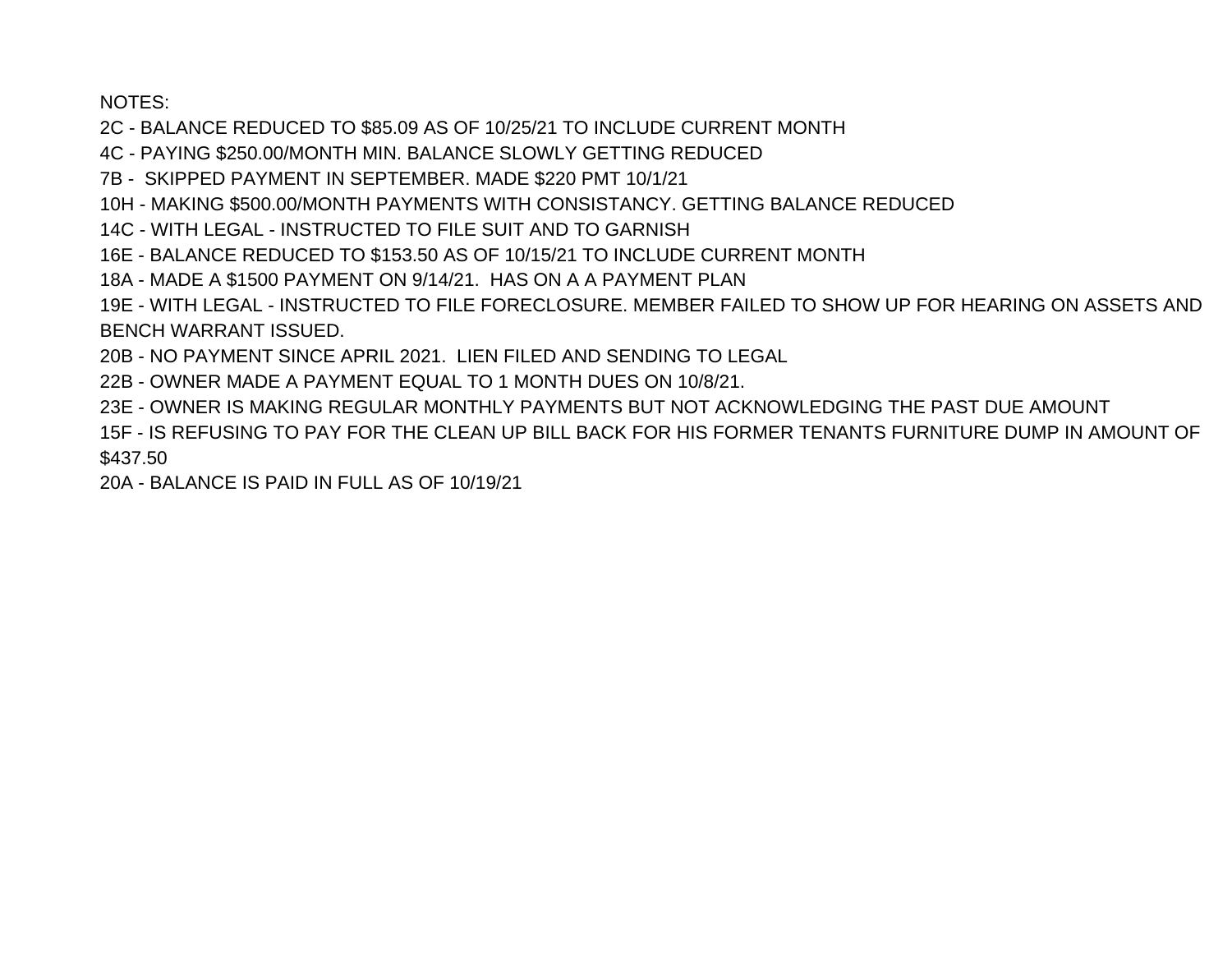NOTES:

2C - BALANCE REDUCED TO $85.09 AS OF 10/25/21 TO INCLUDE CURRENT MONTH

4C - PAYING $250.00/MONTH MIN. BALANCE SLOWLY GETTING REDUCED

7B - SKIPPED PAYMENT IN SEPTEMBER. MADE $220 PMT 10/1/21

10H - MAKING $500.00/MONTH PAYMENTS WITH CONSISTANCY. GETTING BALANCE REDUCED

14C - WITH LEGAL - INSTRUCTED TO FILE SUIT AND TO GARNISH

16E - BALANCE REDUCED TO $153.50 AS OF 10/15/21 TO INCLUDE CURRENT MONTH

18A - MADE A $1500 PAYMENT ON 9/14/21. HAS ON A A PAYMENT PLAN

19E - WITH LEGAL - INSTRUCTED TO FILE FORECLOSURE. MEMBER FAILED TO SHOW UP FOR HEARING ON ASSETS AND BENCH WARRANT ISSUED.

20B - NO PAYMENT SINCE APRIL 2021. LIEN FILED AND SENDING TO LEGAL

22B - OWNER MADE A PAYMENT EQUAL TO 1 MONTH DUES ON 10/8/21.

23E - OWNER IS MAKING REGULAR MONTHLY PAYMENTS BUT NOT ACKNOWLEDGING THE PAST DUE AMOUNT

15F - IS REFUSING TO PAY FOR THE CLEAN UP BILL BACK FOR HIS FORMER TENANTS FURNITURE DUMP IN AMOUNT OF $437.50

20A - BALANCE IS PAID IN FULL AS OF 10/19/21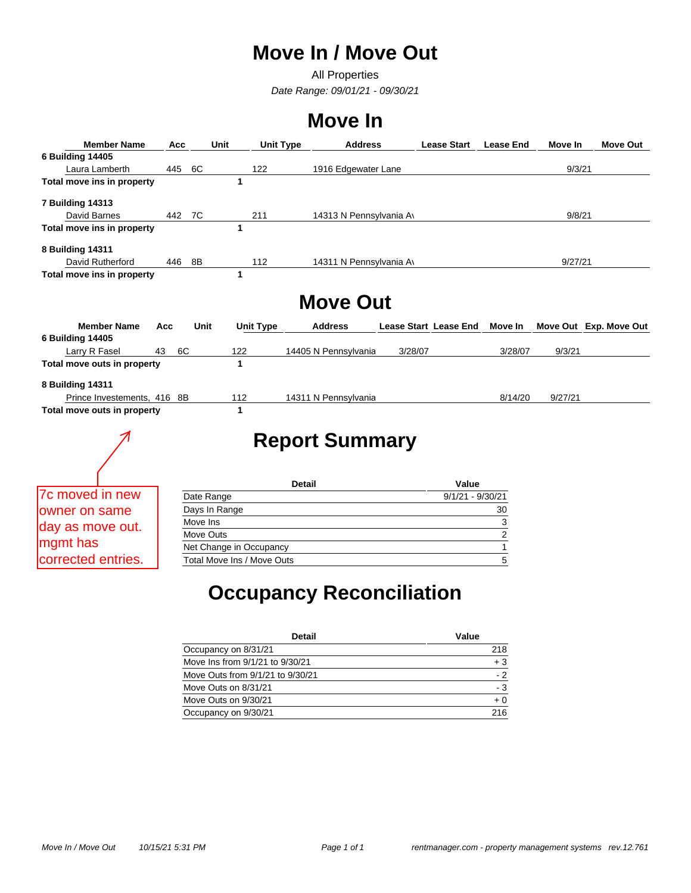# Move In / Move Out

All Properties

*Date Range: 09/01/21 - 09/30/21*

## Move In

| Member Name | Acc | Unit | Unit Type | Address | Lease Start | Lease End | Move In | Move Out |
|---|---|---|---|---|---|---|---|---|
| **6 Building 14405** | | | | | | | | |
| Laura Lamberth | 445 | 6C | 122 | 1916 Edgewater Lane | | | 9/3/21 | |
| **Total move ins in property** | | 1 | | | | | | |
| **7 Building 14313** | | | | | | | | |
| David Barnes | 442 | 7C | 211 | 14313 N Pennsylvania A\ | | | 9/8/21 | |
| **Total move ins in property** | | 1 | | | | | | |
| **8 Building 14311** | | | | | | | | |
| David Rutherford | 446 | 8B | 112 | 14311 N Pennsylvania A\ | | | 9/27/21 | |
| **Total move ins in property** | | 1 | | | | | | |

## Move Out

| Member Name | Acc | Unit | Unit Type | Address | Lease Start | Lease End | Move In | Move Out | Exp. Move Out |
|---|---|---|---|---|---|---|---|---|---|
| **6 Building 14405** | | | | | | | | | |
| Larry R Fasel | 43 | 6C | 122 | 14405 N Pennsylvania | 3/28/07 | | 3/28/07 | 9/3/21 | |
| **Total move outs in property** | | 1 | | | | | | | |
| **8 Building 14311** | | | | | | | | | |
| Prince Investements, | 416 | 8B | 112 | 14311 N Pennsylvania | | | 8/14/20 | 9/27/21 | |
| **Total move outs in property** | | 1 | | | | | | | |

7c moved in new owner on same day as move out. mgmt has corrected entries.

## Report Summary

| Detail | Value |
|---|---|
| Date Range | 9/1/21 - 9/30/21 |
| Days In Range | 30 |
| Move Ins | 3 |
| Move Outs | 2 |
| Net Change in Occupancy | 1 |
| Total Move Ins / Move Outs | 5 |

## Occupancy Reconciliation

| Detail | Value |
|---|---|
| Occupancy on 8/31/21 | 218 |
| Move Ins from 9/1/21 to 9/30/21 | + 3 |
| Move Outs from 9/1/21 to 9/30/21 | - 2 |
| Move Outs on 8/31/21 | - 3 |
| Move Outs on 9/30/21 | + 0 |
| Occupancy on 9/30/21 | 216 |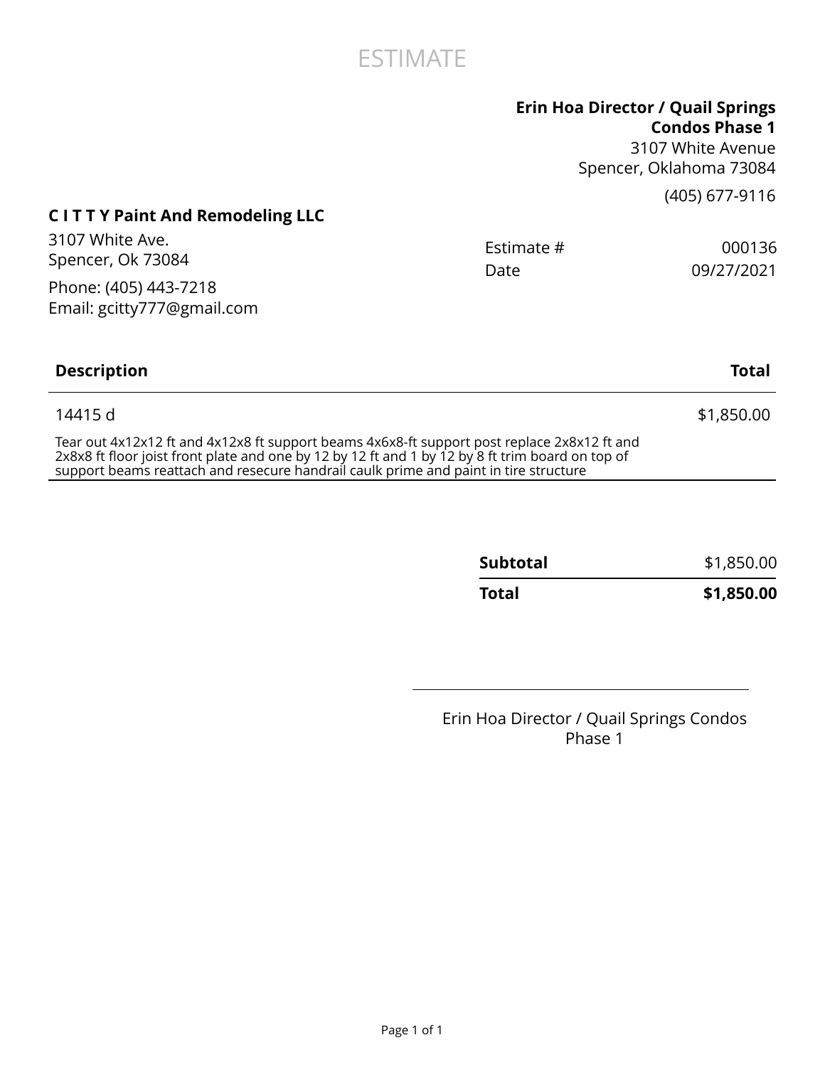# ESTIMATE

**Erin Hoa Director / Quail Springs Condos Phase 1**
3107 White Avenue
Spencer, Oklahoma 73084

(405) 677-9116

**C I T T Y Paint And Remodeling LLC**
3107 White Ave.
Spencer, Ok 73084

Phone: (405) 443-7218
Email: gcitty777@gmail.com

| | |
|---|---|
| Estimate # | 000136 |
| Date | 09/27/2021 |

| Description | Total |
|---|---|
| 14415 d<br>Tear out 4x12x12 ft and 4x12x8 ft support beams 4x6x8-ft support post replace 2x8x12 ft and 2x8x8 ft floor joist front plate and one by 12 by 12 ft and 1 by 12 by 8 ft trim board on top of support beams reattach and resecure handrail caulk prime and paint in tire structure | $1,850.00 |

| | |
|---|---|
| **Subtotal** | $1,850.00 |
| **Total** | **$1,850.00** |

---

Erin Hoa Director / Quail Springs Condos Phase 1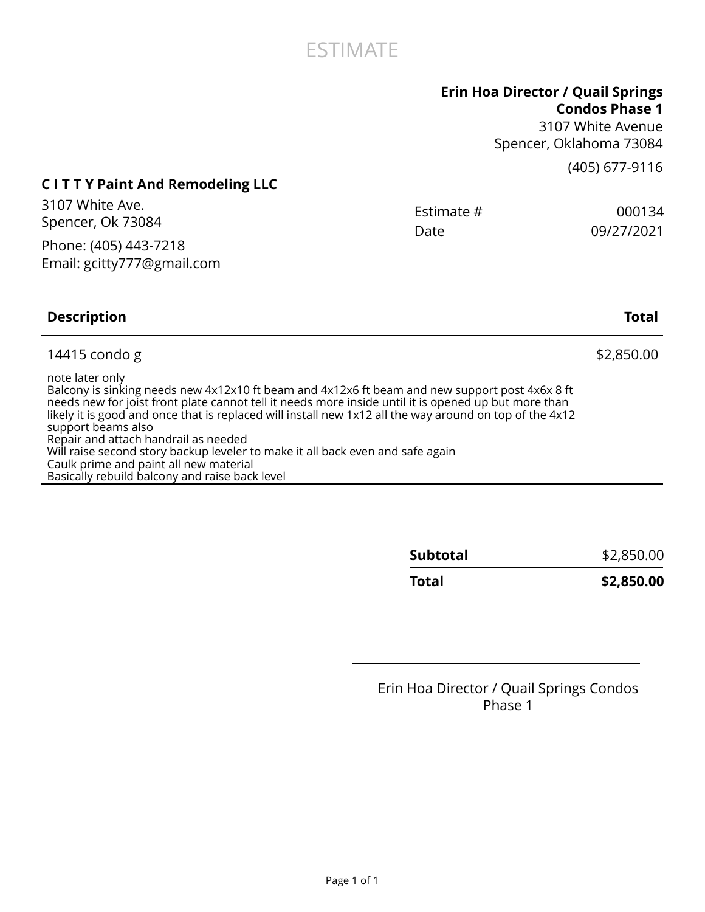# ESTIMATE

**Erin Hoa Director / Quail Springs Condos Phase 1**
3107 White Avenue
Spencer, Oklahoma 73084

(405) 677-9116

**C I T T Y Paint And Remodeling LLC**
3107 White Ave.
Spencer, Ok 73084

Phone: (405) 443-7218
Email: gcitty777@gmail.com

| | |
|---|---|
| Estimate # | 000134 |
| Date | 09/27/2021 |

| Description | Total |
|---|---|
| 14415 condo g | $2,850.00 |
| note later only<br>Balcony is sinking needs new 4x12x10 ft beam and 4x12x6 ft beam and new support post 4x6x 8 ft needs new for joist front plate cannot tell it needs more inside until it is opened up but more than likely it is good and once that is replaced will install new 1x12 all the way around on top of the 4x12 support beams also<br>Repair and attach handrail as needed<br>Will raise second story backup leveler to make it all back even and safe again<br>Caulk prime and paint all new material<br>Basically rebuild balcony and raise back level | |

| | |
|---|---|
| **Subtotal** | $2,850.00 |
| **Total** | **$2,850.00** |

Erin Hoa Director / Quail Springs Condos Phase 1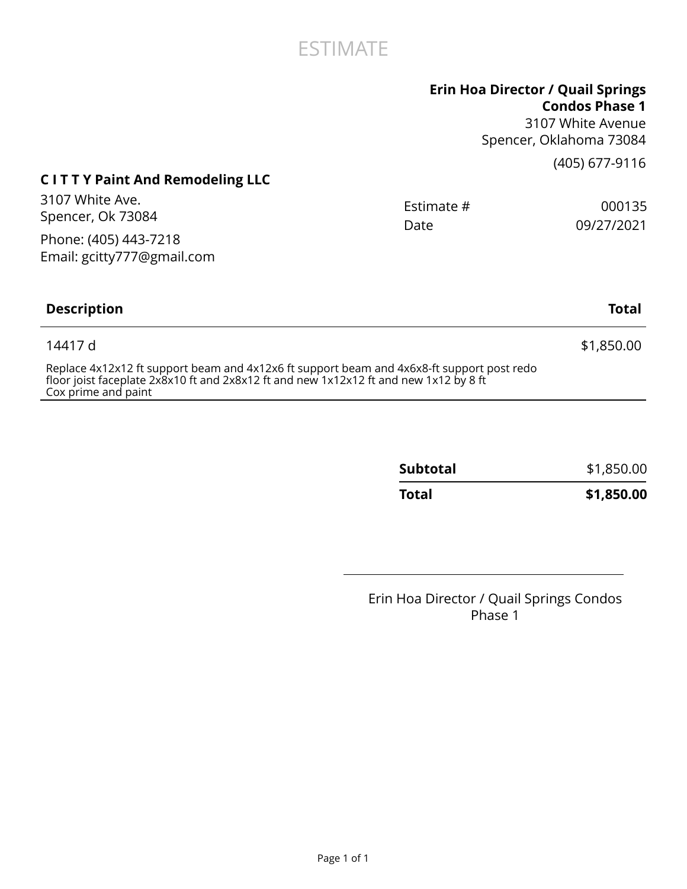# ESTIMATE

**Erin Hoa Director / Quail Springs Condos Phase 1**
3107 White Avenue
Spencer, Oklahoma 73084

(405) 677-9116

**C I T T Y Paint And Remodeling LLC**
3107 White Ave.
Spencer, Ok 73084

Phone: (405) 443-7218
Email: gcitty777@gmail.com

| | |
|---|---|
| Estimate # | 000135 |
| Date | 09/27/2021 |

| Description | Total |
|---|---|
| 14417 d<br>Replace 4x12x12 ft support beam and 4x12x6 ft support beam and 4x6x8-ft support post redo floor joist faceplate 2x8x10 ft and 2x8x12 ft and new 1x12x12 ft and new 1x12 by 8 ft<br>Cox prime and paint | $1,850.00 |

| | |
|---|---|
| **Subtotal** | $1,850.00 |
| **Total** | **$1,850.00** |

Erin Hoa Director / Quail Springs Condos Phase 1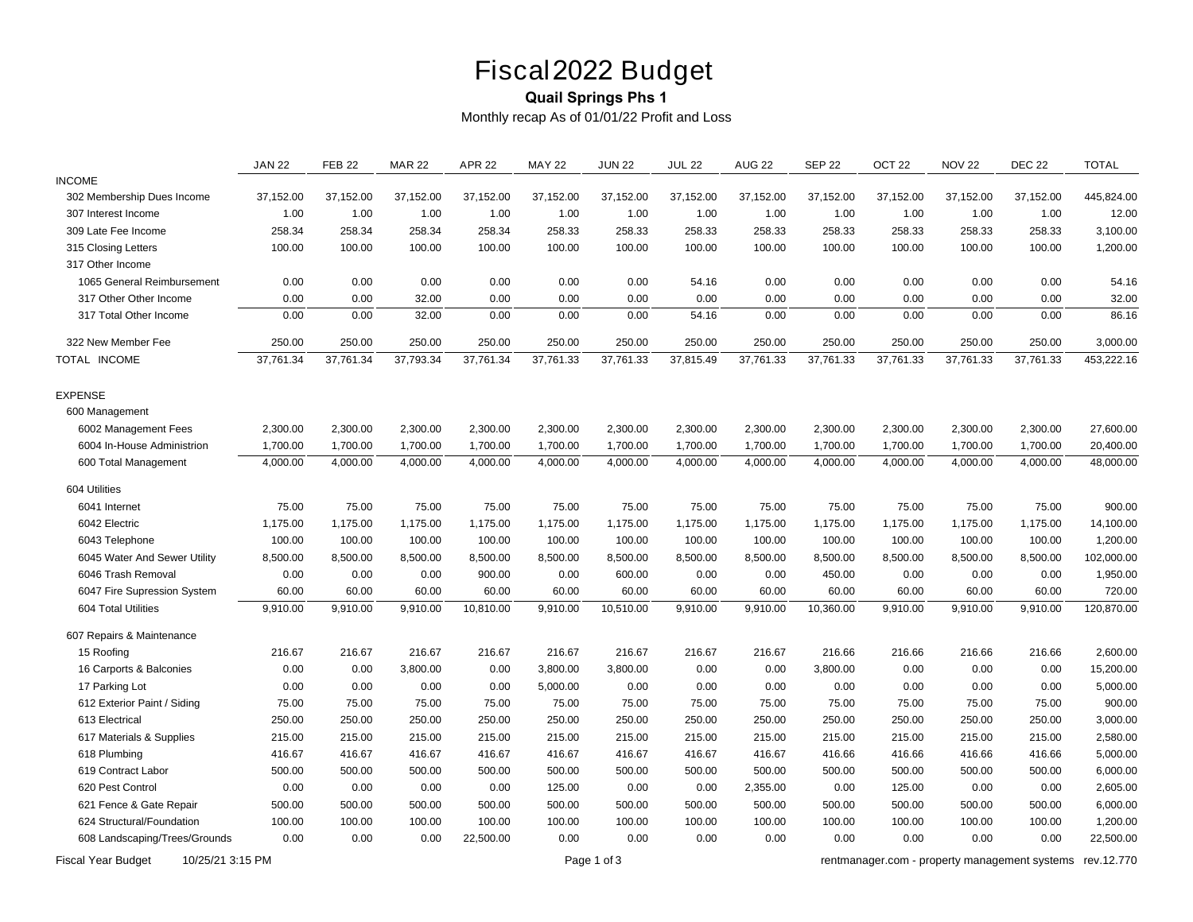# Fiscal2022 Budget

**Quail Springs Phs 1**

Monthly recap As of 01/01/22 Profit and Loss

| | JAN 22 | FEB 22 | MAR 22 | APR 22 | MAY 22 | JUN 22 | JUL 22 | AUG 22 | SEP 22 | OCT 22 | NOV 22 | DEC 22 | TOTAL |
|---|---|---|---|---|---|---|---|---|---|---|---|---|---|
| INCOME | | | | | | | | | | | | | |
| 302 Membership Dues Income | 37,152.00 | 37,152.00 | 37,152.00 | 37,152.00 | 37,152.00 | 37,152.00 | 37,152.00 | 37,152.00 | 37,152.00 | 37,152.00 | 37,152.00 | 37,152.00 | 445,824.00 |
| 307 Interest Income | 1.00 | 1.00 | 1.00 | 1.00 | 1.00 | 1.00 | 1.00 | 1.00 | 1.00 | 1.00 | 1.00 | 1.00 | 12.00 |
| 309 Late Fee Income | 258.34 | 258.34 | 258.34 | 258.34 | 258.33 | 258.33 | 258.33 | 258.33 | 258.33 | 258.33 | 258.33 | 258.33 | 3,100.00 |
| 315 Closing Letters | 100.00 | 100.00 | 100.00 | 100.00 | 100.00 | 100.00 | 100.00 | 100.00 | 100.00 | 100.00 | 100.00 | 100.00 | 1,200.00 |
| 317 Other Income | | | | | | | | | | | | | |
| 1065 General Reimbursement | 0.00 | 0.00 | 0.00 | 0.00 | 0.00 | 0.00 | 54.16 | 0.00 | 0.00 | 0.00 | 0.00 | 0.00 | 54.16 |
| 317 Other Other Income | 0.00 | 0.00 | 32.00 | 0.00 | 0.00 | 0.00 | 0.00 | 0.00 | 0.00 | 0.00 | 0.00 | 0.00 | 32.00 |
| 317 Total Other Income | 0.00 | 0.00 | 32.00 | 0.00 | 0.00 | 0.00 | 54.16 | 0.00 | 0.00 | 0.00 | 0.00 | 0.00 | 86.16 |
| 322 New Member Fee | 250.00 | 250.00 | 250.00 | 250.00 | 250.00 | 250.00 | 250.00 | 250.00 | 250.00 | 250.00 | 250.00 | 250.00 | 3,000.00 |
| TOTAL INCOME | 37,761.34 | 37,761.34 | 37,793.34 | 37,761.34 | 37,761.33 | 37,761.33 | 37,815.49 | 37,761.33 | 37,761.33 | 37,761.33 | 37,761.33 | 37,761.33 | 453,222.16 |
| EXPENSE | | | | | | | | | | | | | |
| 600 Management | | | | | | | | | | | | | |
| 6002 Management Fees | 2,300.00 | 2,300.00 | 2,300.00 | 2,300.00 | 2,300.00 | 2,300.00 | 2,300.00 | 2,300.00 | 2,300.00 | 2,300.00 | 2,300.00 | 2,300.00 | 27,600.00 |
| 6004 In-House Administrion | 1,700.00 | 1,700.00 | 1,700.00 | 1,700.00 | 1,700.00 | 1,700.00 | 1,700.00 | 1,700.00 | 1,700.00 | 1,700.00 | 1,700.00 | 1,700.00 | 20,400.00 |
| 600 Total Management | 4,000.00 | 4,000.00 | 4,000.00 | 4,000.00 | 4,000.00 | 4,000.00 | 4,000.00 | 4,000.00 | 4,000.00 | 4,000.00 | 4,000.00 | 4,000.00 | 48,000.00 |
| 604 Utilities | | | | | | | | | | | | | |
| 6041 Internet | 75.00 | 75.00 | 75.00 | 75.00 | 75.00 | 75.00 | 75.00 | 75.00 | 75.00 | 75.00 | 75.00 | 75.00 | 900.00 |
| 6042 Electric | 1,175.00 | 1,175.00 | 1,175.00 | 1,175.00 | 1,175.00 | 1,175.00 | 1,175.00 | 1,175.00 | 1,175.00 | 1,175.00 | 1,175.00 | 1,175.00 | 14,100.00 |
| 6043 Telephone | 100.00 | 100.00 | 100.00 | 100.00 | 100.00 | 100.00 | 100.00 | 100.00 | 100.00 | 100.00 | 100.00 | 100.00 | 1,200.00 |
| 6045 Water And Sewer Utility | 8,500.00 | 8,500.00 | 8,500.00 | 8,500.00 | 8,500.00 | 8,500.00 | 8,500.00 | 8,500.00 | 8,500.00 | 8,500.00 | 8,500.00 | 8,500.00 | 102,000.00 |
| 6046 Trash Removal | 0.00 | 0.00 | 0.00 | 900.00 | 0.00 | 600.00 | 0.00 | 0.00 | 450.00 | 0.00 | 0.00 | 0.00 | 1,950.00 |
| 6047 Fire Supression System | 60.00 | 60.00 | 60.00 | 60.00 | 60.00 | 60.00 | 60.00 | 60.00 | 60.00 | 60.00 | 60.00 | 60.00 | 720.00 |
| 604 Total Utilities | 9,910.00 | 9,910.00 | 9,910.00 | 10,810.00 | 9,910.00 | 10,510.00 | 9,910.00 | 9,910.00 | 10,360.00 | 9,910.00 | 9,910.00 | 9,910.00 | 120,870.00 |
| 607 Repairs & Maintenance | | | | | | | | | | | | | |
| 15 Roofing | 216.67 | 216.67 | 216.67 | 216.67 | 216.67 | 216.67 | 216.67 | 216.67 | 216.66 | 216.66 | 216.66 | 216.66 | 2,600.00 |
| 16 Carports & Balconies | 0.00 | 0.00 | 3,800.00 | 0.00 | 3,800.00 | 3,800.00 | 0.00 | 0.00 | 3,800.00 | 0.00 | 0.00 | 0.00 | 15,200.00 |
| 17 Parking Lot | 0.00 | 0.00 | 0.00 | 0.00 | 5,000.00 | 0.00 | 0.00 | 0.00 | 0.00 | 0.00 | 0.00 | 0.00 | 5,000.00 |
| 612 Exterior Paint / Siding | 75.00 | 75.00 | 75.00 | 75.00 | 75.00 | 75.00 | 75.00 | 75.00 | 75.00 | 75.00 | 75.00 | 75.00 | 900.00 |
| 613 Electrical | 250.00 | 250.00 | 250.00 | 250.00 | 250.00 | 250.00 | 250.00 | 250.00 | 250.00 | 250.00 | 250.00 | 250.00 | 3,000.00 |
| 617 Materials & Supplies | 215.00 | 215.00 | 215.00 | 215.00 | 215.00 | 215.00 | 215.00 | 215.00 | 215.00 | 215.00 | 215.00 | 215.00 | 2,580.00 |
| 618 Plumbing | 416.67 | 416.67 | 416.67 | 416.67 | 416.67 | 416.67 | 416.67 | 416.67 | 416.66 | 416.66 | 416.66 | 416.66 | 5,000.00 |
| 619 Contract Labor | 500.00 | 500.00 | 500.00 | 500.00 | 500.00 | 500.00 | 500.00 | 500.00 | 500.00 | 500.00 | 500.00 | 500.00 | 6,000.00 |
| 620 Pest Control | 0.00 | 0.00 | 0.00 | 0.00 | 125.00 | 0.00 | 0.00 | 2,355.00 | 0.00 | 125.00 | 0.00 | 0.00 | 2,605.00 |
| 621 Fence & Gate Repair | 500.00 | 500.00 | 500.00 | 500.00 | 500.00 | 500.00 | 500.00 | 500.00 | 500.00 | 500.00 | 500.00 | 500.00 | 6,000.00 |
| 624 Structural/Foundation | 100.00 | 100.00 | 100.00 | 100.00 | 100.00 | 100.00 | 100.00 | 100.00 | 100.00 | 100.00 | 100.00 | 100.00 | 1,200.00 |
| 608 Landscaping/Trees/Grounds | 0.00 | 0.00 | 0.00 | 22,500.00 | 0.00 | 0.00 | 0.00 | 0.00 | 0.00 | 0.00 | 0.00 | 0.00 | 22,500.00 |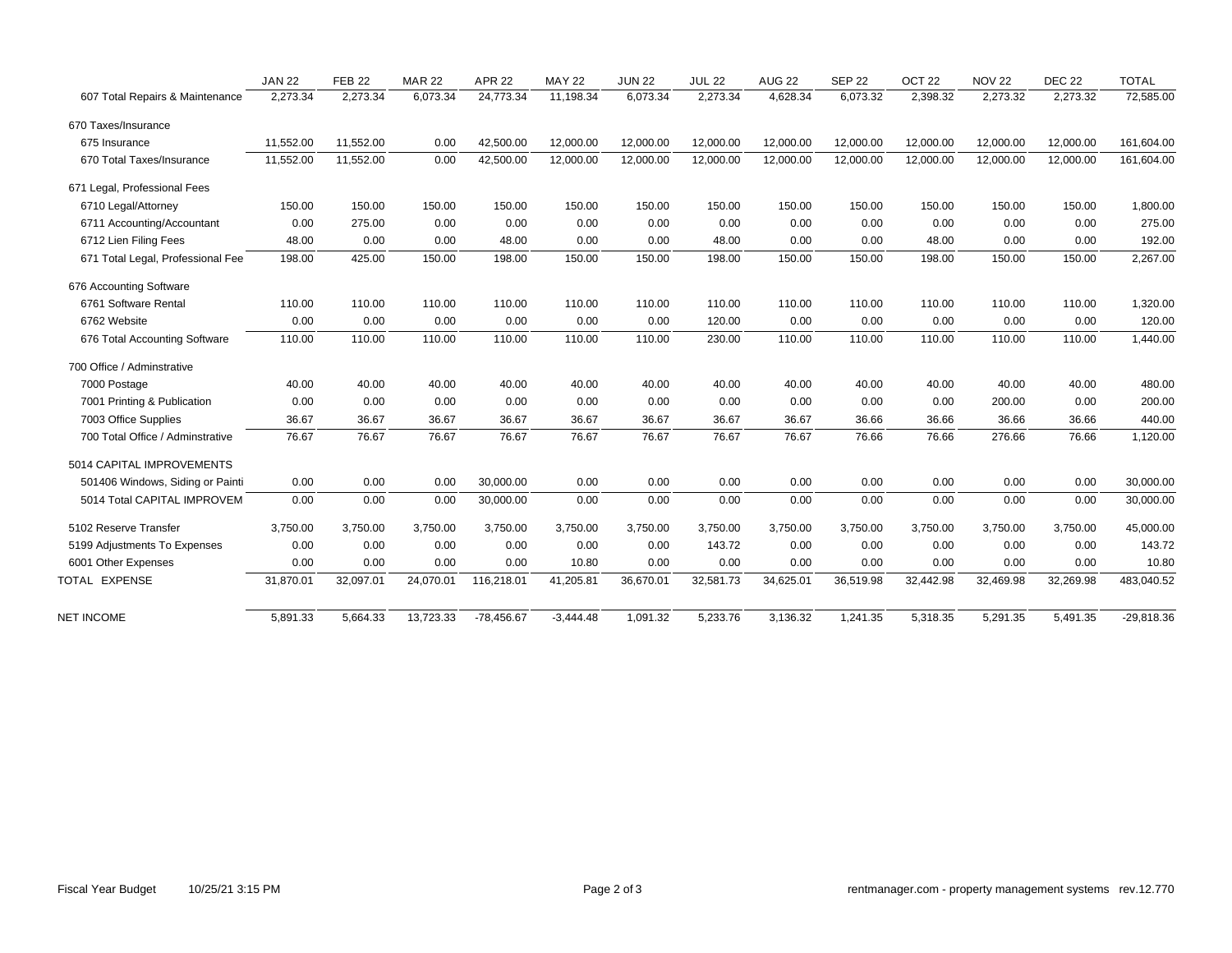| | JAN 22 | FEB 22 | MAR 22 | APR 22 | MAY 22 | JUN 22 | JUL 22 | AUG 22 | SEP 22 | OCT 22 | NOV 22 | DEC 22 | TOTAL |
|---|---|---|---|---|---|---|---|---|---|---|---|---|---|
| 607 Total Repairs & Maintenance | 2,273.34 | 2,273.34 | 6,073.34 | 24,773.34 | 11,198.34 | 6,073.34 | 2,273.34 | 4,628.34 | 6,073.32 | 2,398.32 | 2,273.32 | 2,273.32 | 72,585.00 |
| 670 Taxes/Insurance | | | | | | | | | | | | | |
| 675 Insurance | 11,552.00 | 11,552.00 | 0.00 | 42,500.00 | 12,000.00 | 12,000.00 | 12,000.00 | 12,000.00 | 12,000.00 | 12,000.00 | 12,000.00 | 12,000.00 | 161,604.00 |
| 670 Total Taxes/Insurance | 11,552.00 | 11,552.00 | 0.00 | 42,500.00 | 12,000.00 | 12,000.00 | 12,000.00 | 12,000.00 | 12,000.00 | 12,000.00 | 12,000.00 | 12,000.00 | 161,604.00 |
| 671 Legal, Professional Fees | | | | | | | | | | | | | |
| 6710 Legal/Attorney | 150.00 | 150.00 | 150.00 | 150.00 | 150.00 | 150.00 | 150.00 | 150.00 | 150.00 | 150.00 | 150.00 | 150.00 | 1,800.00 |
| 6711 Accounting/Accountant | 0.00 | 275.00 | 0.00 | 0.00 | 0.00 | 0.00 | 0.00 | 0.00 | 0.00 | 0.00 | 0.00 | 0.00 | 275.00 |
| 6712 Lien Filing Fees | 48.00 | 0.00 | 0.00 | 48.00 | 0.00 | 0.00 | 48.00 | 0.00 | 0.00 | 48.00 | 0.00 | 0.00 | 192.00 |
| 671 Total Legal, Professional Fee | 198.00 | 425.00 | 150.00 | 198.00 | 150.00 | 150.00 | 198.00 | 150.00 | 150.00 | 198.00 | 150.00 | 150.00 | 2,267.00 |
| 676 Accounting Software | | | | | | | | | | | | | |
| 6761 Software Rental | 110.00 | 110.00 | 110.00 | 110.00 | 110.00 | 110.00 | 110.00 | 110.00 | 110.00 | 110.00 | 110.00 | 110.00 | 1,320.00 |
| 6762 Website | 0.00 | 0.00 | 0.00 | 0.00 | 0.00 | 0.00 | 120.00 | 0.00 | 0.00 | 0.00 | 0.00 | 0.00 | 120.00 |
| 676 Total Accounting Software | 110.00 | 110.00 | 110.00 | 110.00 | 110.00 | 110.00 | 230.00 | 110.00 | 110.00 | 110.00 | 110.00 | 110.00 | 1,440.00 |
| 700 Office / Adminstrative | | | | | | | | | | | | | |
| 7000 Postage | 40.00 | 40.00 | 40.00 | 40.00 | 40.00 | 40.00 | 40.00 | 40.00 | 40.00 | 40.00 | 40.00 | 40.00 | 480.00 |
| 7001 Printing & Publication | 0.00 | 0.00 | 0.00 | 0.00 | 0.00 | 0.00 | 0.00 | 0.00 | 0.00 | 0.00 | 200.00 | 0.00 | 200.00 |
| 7003 Office Supplies | 36.67 | 36.67 | 36.67 | 36.67 | 36.67 | 36.67 | 36.67 | 36.67 | 36.66 | 36.66 | 36.66 | 36.66 | 440.00 |
| 700 Total Office / Adminstrative | 76.67 | 76.67 | 76.67 | 76.67 | 76.67 | 76.67 | 76.67 | 76.67 | 76.66 | 76.66 | 276.66 | 76.66 | 1,120.00 |
| 5014 CAPITAL IMPROVEMENTS | | | | | | | | | | | | | |
| 501406 Windows, Siding or Painti | 0.00 | 0.00 | 0.00 | 30,000.00 | 0.00 | 0.00 | 0.00 | 0.00 | 0.00 | 0.00 | 0.00 | 0.00 | 30,000.00 |
| 5014 Total CAPITAL IMPROVEM | 0.00 | 0.00 | 0.00 | 30,000.00 | 0.00 | 0.00 | 0.00 | 0.00 | 0.00 | 0.00 | 0.00 | 0.00 | 30,000.00 |
| 5102 Reserve Transfer | 3,750.00 | 3,750.00 | 3,750.00 | 3,750.00 | 3,750.00 | 3,750.00 | 3,750.00 | 3,750.00 | 3,750.00 | 3,750.00 | 3,750.00 | 3,750.00 | 45,000.00 |
| 5199 Adjustments To Expenses | 0.00 | 0.00 | 0.00 | 0.00 | 0.00 | 0.00 | 143.72 | 0.00 | 0.00 | 0.00 | 0.00 | 0.00 | 143.72 |
| 6001 Other Expenses | 0.00 | 0.00 | 0.00 | 0.00 | 10.80 | 0.00 | 0.00 | 0.00 | 0.00 | 0.00 | 0.00 | 0.00 | 10.80 |
| TOTAL EXPENSE | 31,870.01 | 32,097.01 | 24,070.01 | 116,218.01 | 41,205.81 | 36,670.01 | 32,581.73 | 34,625.01 | 36,519.98 | 32,442.98 | 32,469.98 | 32,269.98 | 483,040.52 |
| NET INCOME | 5,891.33 | 5,664.33 | 13,723.33 | -78,456.67 | -3,444.48 | 1,091.32 | 5,233.76 | 3,136.32 | 1,241.35 | 5,318.35 | 5,291.35 | 5,491.35 | -29,818.36 |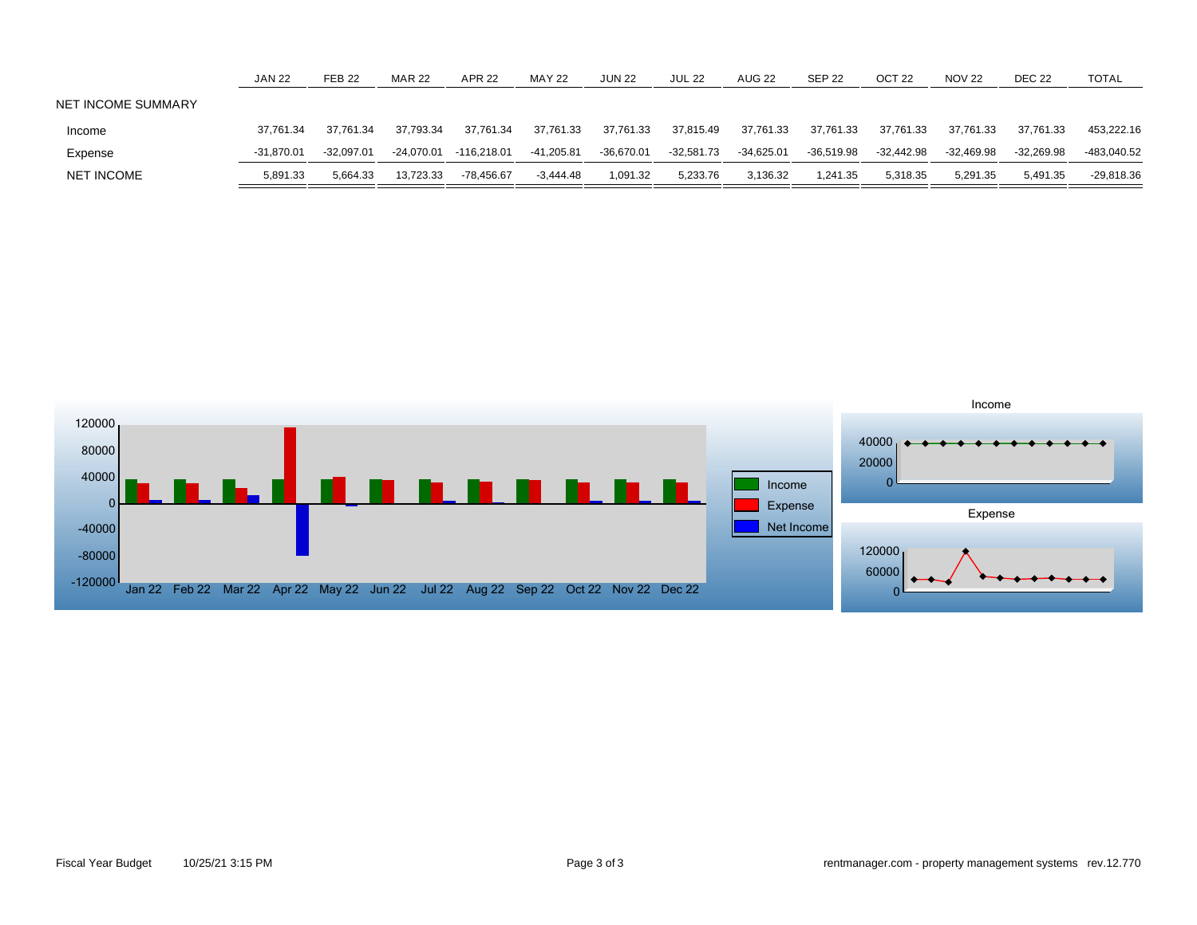| | JAN 22 | FEB 22 | MAR 22 | APR 22 | MAY 22 | JUN 22 | JUL 22 | AUG 22 | SEP 22 | OCT 22 | NOV 22 | DEC 22 | TOTAL |
|---|---|---|---|---|---|---|---|---|---|---|---|---|---|
| NET INCOME SUMMARY | | | | | | | | | | | | | |
| Income | 37,761.34 | 37,761.34 | 37,793.34 | 37,761.34 | 37,761.33 | 37,761.33 | 37,815.49 | 37,761.33 | 37,761.33 | 37,761.33 | 37,761.33 | 37,761.33 | 453,222.16 |
| Expense | -31,870.01 | -32,097.01 | -24,070.01 | -116,218.01 | -41,205.81 | -36,670.01 | -32,581.73 | -34,625.01 | -36,519.98 | -32,442.98 | -32,469.98 | -32,269.98 | -483,040.52 |
| NET INCOME | 5,891.33 | 5,664.33 | 13,723.33 | -78,456.67 | -3,444.48 | 1,091.32 | 5,233.76 | 3,136.32 | 1,241.35 | 5,318.35 | 5,291.35 | 5,491.35 | -29,818.36 |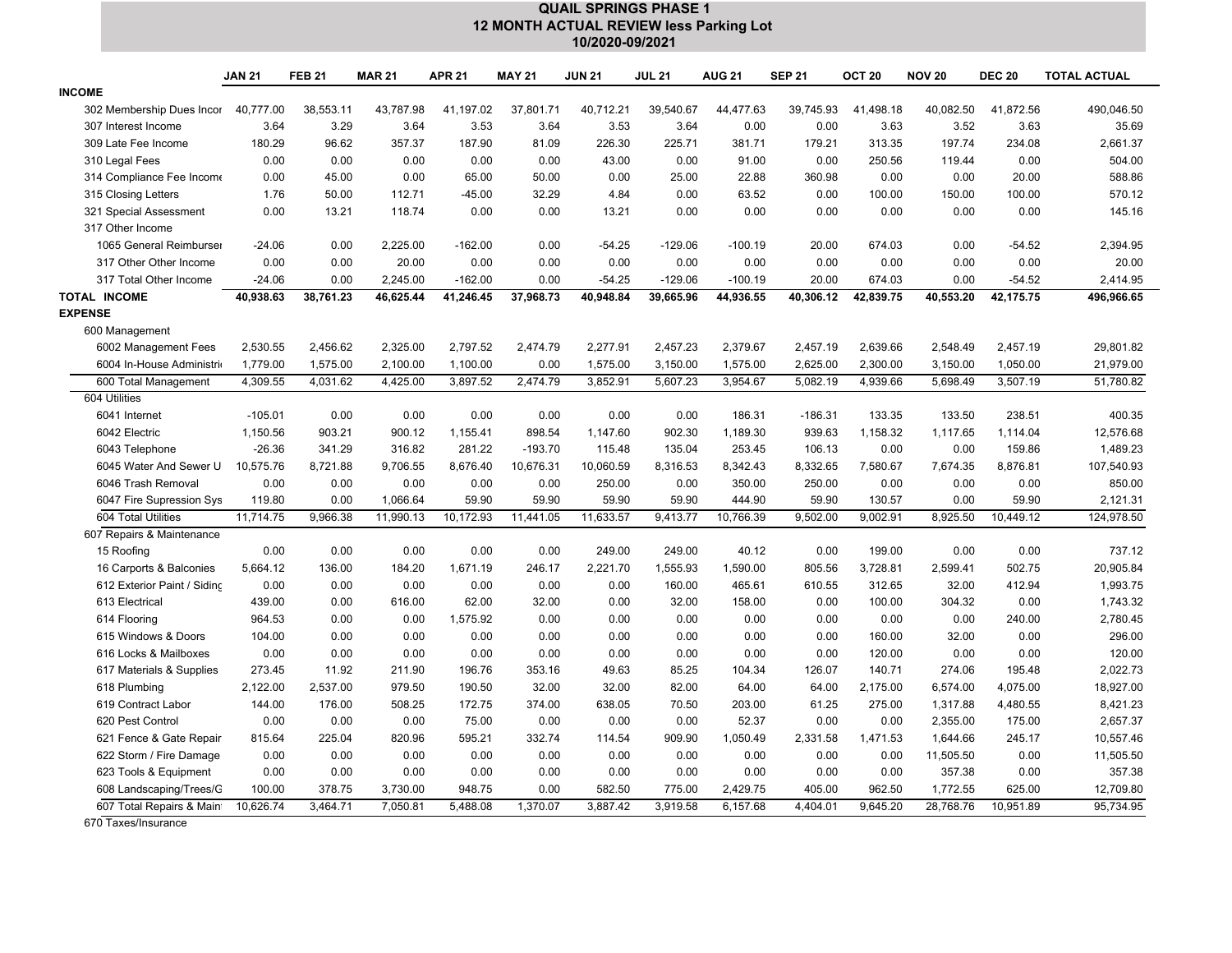# QUAIL SPRINGS PHASE 1
## 12 MONTH ACTUAL REVIEW less Parking Lot
### 10/2020-09/2021

| | JAN 21 | FEB 21 | MAR 21 | APR 21 | MAY 21 | JUN 21 | JUL 21 | AUG 21 | SEP 21 | OCT 20 | NOV 20 | DEC 20 | TOTAL ACTUAL |
|---|---|---|---|---|---|---|---|---|---|---|---|---|---|
| **INCOME** | | | | | | | | | | | | | |
| 302 Membership Dues Incor | 40,777.00 | 38,553.11 | 43,787.98 | 41,197.02 | 37,801.71 | 40,712.21 | 39,540.67 | 44,477.63 | 39,745.93 | 41,498.18 | 40,082.50 | 41,872.56 | 490,046.50 |
| 307 Interest Income | 3.64 | 3.29 | 3.64 | 3.53 | 3.64 | 3.53 | 3.64 | 0.00 | 0.00 | 3.63 | 3.52 | 3.63 | 35.69 |
| 309 Late Fee Income | 180.29 | 96.62 | 357.37 | 187.90 | 81.09 | 226.30 | 225.71 | 381.71 | 179.21 | 313.35 | 197.74 | 234.08 | 2,661.37 |
| 310 Legal Fees | 0.00 | 0.00 | 0.00 | 0.00 | 0.00 | 43.00 | 0.00 | 91.00 | 0.00 | 250.56 | 119.44 | 0.00 | 504.00 |
| 314 Compliance Fee Income | 0.00 | 45.00 | 0.00 | 65.00 | 50.00 | 0.00 | 25.00 | 22.88 | 360.98 | 0.00 | 0.00 | 20.00 | 588.86 |
| 315 Closing Letters | 1.76 | 50.00 | 112.71 | -45.00 | 32.29 | 4.84 | 0.00 | 63.52 | 0.00 | 100.00 | 150.00 | 100.00 | 570.12 |
| 321 Special Assessment | 0.00 | 13.21 | 118.74 | 0.00 | 0.00 | 13.21 | 0.00 | 0.00 | 0.00 | 0.00 | 0.00 | 0.00 | 145.16 |
| 317 Other Income | | | | | | | | | | | | | |
| 1065 General Reimburser | -24.06 | 0.00 | 2,225.00 | -162.00 | 0.00 | -54.25 | -129.06 | -100.19 | 20.00 | 674.03 | 0.00 | -54.52 | 2,394.95 |
| 317 Other Other Income | 0.00 | 0.00 | 20.00 | 0.00 | 0.00 | 0.00 | 0.00 | 0.00 | 0.00 | 0.00 | 0.00 | 0.00 | 20.00 |
| 317 Total Other Income | -24.06 | 0.00 | 2,245.00 | -162.00 | 0.00 | -54.25 | -129.06 | -100.19 | 20.00 | 674.03 | 0.00 | -54.52 | 2,414.95 |
| **TOTAL INCOME** | **40,938.63** | **38,761.23** | **46,625.44** | **41,246.45** | **37,968.73** | **40,948.84** | **39,665.96** | **44,936.55** | **40,306.12** | **42,839.75** | **40,553.20** | **42,175.75** | **496,966.65** |
| **EXPENSE** | | | | | | | | | | | | | |
| 600 Management | | | | | | | | | | | | | |
| 6002 Management Fees | 2,530.55 | 2,456.62 | 2,325.00 | 2,797.52 | 2,474.79 | 2,277.91 | 2,457.23 | 2,379.67 | 2,457.19 | 2,639.66 | 2,548.49 | 2,457.19 | 29,801.82 |
| 6004 In-House Administrati | 1,779.00 | 1,575.00 | 2,100.00 | 1,100.00 | 0.00 | 1,575.00 | 3,150.00 | 1,575.00 | 2,625.00 | 2,300.00 | 3,150.00 | 1,050.00 | 21,979.00 |
| 600 Total Management | 4,309.55 | 4,031.62 | 4,425.00 | 3,897.52 | 2,474.79 | 3,852.91 | 5,607.23 | 3,954.67 | 5,082.19 | 4,939.66 | 5,698.49 | 3,507.19 | 51,780.82 |
| 604 Utilities | | | | | | | | | | | | | |
| 6041 Internet | -105.01 | 0.00 | 0.00 | 0.00 | 0.00 | 0.00 | 0.00 | 186.31 | -186.31 | 133.35 | 133.50 | 238.51 | 400.35 |
| 6042 Electric | 1,150.56 | 903.21 | 900.12 | 1,155.41 | 898.54 | 1,147.60 | 902.30 | 1,189.30 | 939.63 | 1,158.32 | 1,117.65 | 1,114.04 | 12,576.68 |
| 6043 Telephone | -26.36 | 341.29 | 316.82 | 281.22 | -193.70 | 115.48 | 135.04 | 253.45 | 106.13 | 0.00 | 0.00 | 159.86 | 1,489.23 |
| 6045 Water And Sewer U | 10,575.76 | 8,721.88 | 9,706.55 | 8,676.40 | 10,676.31 | 10,060.59 | 8,316.53 | 8,342.43 | 8,332.65 | 7,580.67 | 7,674.35 | 8,876.81 | 107,540.93 |
| 6046 Trash Removal | 0.00 | 0.00 | 0.00 | 0.00 | 0.00 | 250.00 | 0.00 | 350.00 | 250.00 | 0.00 | 0.00 | 0.00 | 850.00 |
| 6047 Fire Supression Sys | 119.80 | 0.00 | 1,066.64 | 59.90 | 59.90 | 59.90 | 59.90 | 444.90 | 59.90 | 130.57 | 0.00 | 59.90 | 2,121.31 |
| 604 Total Utilities | 11,714.75 | 9,966.38 | 11,990.13 | 10,172.93 | 11,441.05 | 11,633.57 | 9,413.77 | 10,766.39 | 9,502.00 | 9,002.91 | 8,925.50 | 10,449.12 | 124,978.50 |
| 607 Repairs & Maintenance | | | | | | | | | | | | | |
| 15 Roofing | 0.00 | 0.00 | 0.00 | 0.00 | 0.00 | 249.00 | 249.00 | 40.12 | 0.00 | 199.00 | 0.00 | 0.00 | 737.12 |
| 16 Carports & Balconies | 5,664.12 | 136.00 | 184.20 | 1,671.19 | 246.17 | 2,221.70 | 1,555.93 | 1,590.00 | 805.56 | 3,728.81 | 2,599.41 | 502.75 | 20,905.84 |
| 612 Exterior Paint / Siding | 0.00 | 0.00 | 0.00 | 0.00 | 0.00 | 0.00 | 160.00 | 465.61 | 610.55 | 312.65 | 32.00 | 412.94 | 1,993.75 |
| 613 Electrical | 439.00 | 0.00 | 616.00 | 62.00 | 32.00 | 0.00 | 32.00 | 158.00 | 0.00 | 100.00 | 304.32 | 0.00 | 1,743.32 |
| 614 Flooring | 964.53 | 0.00 | 0.00 | 1,575.92 | 0.00 | 0.00 | 0.00 | 0.00 | 0.00 | 0.00 | 0.00 | 240.00 | 2,780.45 |
| 615 Windows & Doors | 104.00 | 0.00 | 0.00 | 0.00 | 0.00 | 0.00 | 0.00 | 0.00 | 0.00 | 160.00 | 32.00 | 0.00 | 296.00 |
| 616 Locks & Mailboxes | 0.00 | 0.00 | 0.00 | 0.00 | 0.00 | 0.00 | 0.00 | 0.00 | 0.00 | 120.00 | 0.00 | 0.00 | 120.00 |
| 617 Materials & Supplies | 273.45 | 11.92 | 211.90 | 196.76 | 353.16 | 49.63 | 85.25 | 104.34 | 126.07 | 140.71 | 274.06 | 195.48 | 2,022.73 |
| 618 Plumbing | 2,122.00 | 2,537.00 | 979.50 | 190.50 | 32.00 | 32.00 | 82.00 | 64.00 | 64.00 | 2,175.00 | 6,574.00 | 4,075.00 | 18,927.00 |
| 619 Contract Labor | 144.00 | 176.00 | 508.25 | 172.75 | 374.00 | 638.05 | 70.50 | 203.00 | 61.25 | 275.00 | 1,317.88 | 4,480.55 | 8,421.23 |
| 620 Pest Control | 0.00 | 0.00 | 0.00 | 75.00 | 0.00 | 0.00 | 0.00 | 52.37 | 0.00 | 0.00 | 2,355.00 | 175.00 | 2,657.37 |
| 621 Fence & Gate Repair | 815.64 | 225.04 | 820.96 | 595.21 | 332.74 | 114.54 | 909.90 | 1,050.49 | 2,331.58 | 1,471.53 | 1,644.66 | 245.17 | 10,557.46 |
| 622 Storm / Fire Damage | 0.00 | 0.00 | 0.00 | 0.00 | 0.00 | 0.00 | 0.00 | 0.00 | 0.00 | 0.00 | 11,505.50 | 0.00 | 11,505.50 |
| 623 Tools & Equipment | 0.00 | 0.00 | 0.00 | 0.00 | 0.00 | 0.00 | 0.00 | 0.00 | 0.00 | 0.00 | 357.38 | 0.00 | 357.38 |
| 608 Landscaping/Trees/G | 100.00 | 378.75 | 3,730.00 | 948.75 | 0.00 | 582.50 | 775.00 | 2,429.75 | 405.00 | 962.50 | 1,772.55 | 625.00 | 12,709.80 |
| 607 Total Repairs & Main | 10,626.74 | 3,464.71 | 7,050.81 | 5,488.08 | 1,370.07 | 3,887.42 | 3,919.58 | 6,157.68 | 4,404.01 | 9,645.20 | 28,768.76 | 10,951.89 | 95,734.95 |
| 670 Taxes/Insurance | | | | | | | | | | | | | |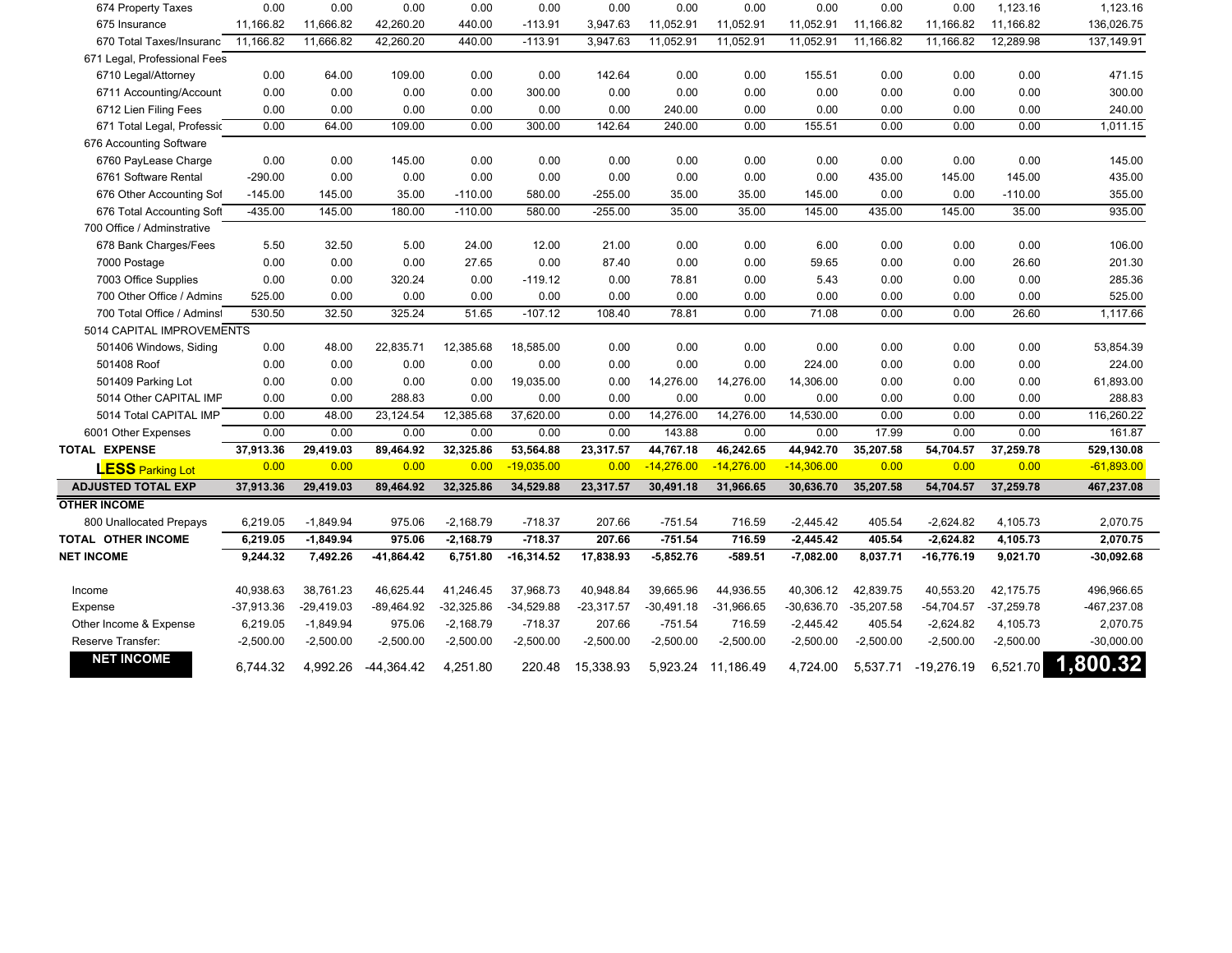| | | | | | | | | | | | | | |
|---|---|---|---|---|---|---|---|---|---|---|---|---|---|
| 674 Property Taxes | 0.00 | 0.00 | 0.00 | 0.00 | 0.00 | 0.00 | 0.00 | 0.00 | 0.00 | 0.00 | 0.00 | 1,123.16 | 1,123.16 |
| 675 Insurance | 11,166.82 | 11,666.82 | 42,260.20 | 440.00 | -113.91 | 3,947.63 | 11,052.91 | 11,052.91 | 11,052.91 | 11,166.82 | 11,166.82 | 11,166.82 | 136,026.75 |
| 670 Total Taxes/Insuranc | 11,166.82 | 11,666.82 | 42,260.20 | 440.00 | -113.91 | 3,947.63 | 11,052.91 | 11,052.91 | 11,052.91 | 11,166.82 | 11,166.82 | 12,289.98 | 137,149.91 |
| 671 Legal, Professional Fees | | | | | | | | | | | | | |
| 6710 Legal/Attorney | 0.00 | 64.00 | 109.00 | 0.00 | 0.00 | 142.64 | 0.00 | 0.00 | 155.51 | 0.00 | 0.00 | 0.00 | 471.15 |
| 6711 Accounting/Account | 0.00 | 0.00 | 0.00 | 0.00 | 300.00 | 0.00 | 0.00 | 0.00 | 0.00 | 0.00 | 0.00 | 0.00 | 300.00 |
| 6712 Lien Filing Fees | 0.00 | 0.00 | 0.00 | 0.00 | 0.00 | 0.00 | 240.00 | 0.00 | 0.00 | 0.00 | 0.00 | 0.00 | 240.00 |
| 671 Total Legal, Professic | 0.00 | 64.00 | 109.00 | 0.00 | 300.00 | 142.64 | 240.00 | 0.00 | 155.51 | 0.00 | 0.00 | 0.00 | 1,011.15 |
| 676 Accounting Software | | | | | | | | | | | | | |
| 6760 PayLease Charge | 0.00 | 0.00 | 145.00 | 0.00 | 0.00 | 0.00 | 0.00 | 0.00 | 0.00 | 0.00 | 0.00 | 0.00 | 145.00 |
| 6761 Software Rental | -290.00 | 0.00 | 0.00 | 0.00 | 0.00 | 0.00 | 0.00 | 0.00 | 0.00 | 435.00 | 145.00 | 145.00 | 435.00 |
| 676 Other Accounting Sof | -145.00 | 145.00 | 35.00 | -110.00 | 580.00 | -255.00 | 35.00 | 35.00 | 145.00 | 0.00 | 0.00 | -110.00 | 355.00 |
| 676 Total Accounting Soft | -435.00 | 145.00 | 180.00 | -110.00 | 580.00 | -255.00 | 35.00 | 35.00 | 145.00 | 435.00 | 145.00 | 35.00 | 935.00 |
| 700 Office / Adminstrative | | | | | | | | | | | | | |
| 678 Bank Charges/Fees | 5.50 | 32.50 | 5.00 | 24.00 | 12.00 | 21.00 | 0.00 | 0.00 | 6.00 | 0.00 | 0.00 | 0.00 | 106.00 |
| 7000 Postage | 0.00 | 0.00 | 0.00 | 27.65 | 0.00 | 87.40 | 0.00 | 0.00 | 59.65 | 0.00 | 0.00 | 26.60 | 201.30 |
| 7003 Office Supplies | 0.00 | 0.00 | 320.24 | 0.00 | -119.12 | 0.00 | 78.81 | 0.00 | 5.43 | 0.00 | 0.00 | 0.00 | 285.36 |
| 700 Other Office / Admins | 525.00 | 0.00 | 0.00 | 0.00 | 0.00 | 0.00 | 0.00 | 0.00 | 0.00 | 0.00 | 0.00 | 0.00 | 525.00 |
| 700 Total Office / Adminst | 530.50 | 32.50 | 325.24 | 51.65 | -107.12 | 108.40 | 78.81 | 0.00 | 71.08 | 0.00 | 0.00 | 26.60 | 1,117.66 |
| 5014 CAPITAL IMPROVEMENTS | | | | | | | | | | | | | |
| 501406 Windows, Siding | 0.00 | 48.00 | 22,835.71 | 12,385.68 | 18,585.00 | 0.00 | 0.00 | 0.00 | 0.00 | 0.00 | 0.00 | 0.00 | 53,854.39 |
| 501408 Roof | 0.00 | 0.00 | 0.00 | 0.00 | 0.00 | 0.00 | 0.00 | 0.00 | 224.00 | 0.00 | 0.00 | 0.00 | 224.00 |
| 501409 Parking Lot | 0.00 | 0.00 | 0.00 | 0.00 | 19,035.00 | 0.00 | 14,276.00 | 14,276.00 | 14,306.00 | 0.00 | 0.00 | 0.00 | 61,893.00 |
| 5014 Other CAPITAL IMP | 0.00 | 0.00 | 288.83 | 0.00 | 0.00 | 0.00 | 0.00 | 0.00 | 0.00 | 0.00 | 0.00 | 0.00 | 288.83 |
| 5014 Total CAPITAL IMP | 0.00 | 48.00 | 23,124.54 | 12,385.68 | 37,620.00 | 0.00 | 14,276.00 | 14,276.00 | 14,530.00 | 0.00 | 0.00 | 0.00 | 116,260.22 |
| 6001 Other Expenses | 0.00 | 0.00 | 0.00 | 0.00 | 0.00 | 0.00 | 143.88 | 0.00 | 0.00 | 17.99 | 0.00 | 0.00 | 161.87 |
| **TOTAL EXPENSE** | **37,913.36** | **29,419.03** | **89,464.92** | **32,325.86** | **53,564.88** | **23,317.57** | **44,767.18** | **46,242.65** | **44,942.70** | **35,207.58** | **54,704.57** | **37,259.78** | **529,130.08** |
| **LESS** Parking Lot | 0.00 | 0.00 | 0.00 | 0.00 | -19,035.00 | 0.00 | -14,276.00 | -14,276.00 | -14,306.00 | 0.00 | 0.00 | 0.00 | -61,893.00 |
| **ADJUSTED TOTAL EXP** | **37,913.36** | **29,419.03** | **89,464.92** | **32,325.86** | **34,529.88** | **23,317.57** | **30,491.18** | **31,966.65** | **30,636.70** | **35,207.58** | **54,704.57** | **37,259.78** | **467,237.08** |
| **OTHER INCOME** | | | | | | | | | | | | | |
| 800 Unallocated Prepays | 6,219.05 | -1,849.94 | 975.06 | -2,168.79 | -718.37 | 207.66 | -751.54 | 716.59 | -2,445.42 | 405.54 | -2,624.82 | 4,105.73 | 2,070.75 |
| **TOTAL OTHER INCOME** | **6,219.05** | **-1,849.94** | **975.06** | **-2,168.79** | **-718.37** | **207.66** | **-751.54** | **716.59** | **-2,445.42** | **405.54** | **-2,624.82** | **4,105.73** | **2,070.75** |
| **NET INCOME** | **9,244.32** | **7,492.26** | **-41,864.42** | **6,751.80** | **-16,314.52** | **17,838.93** | **-5,852.76** | **-589.51** | **-7,082.00** | **8,037.71** | **-16,776.19** | **9,021.70** | **-30,092.68** |
| Income | 40,938.63 | 38,761.23 | 46,625.44 | 41,246.45 | 37,968.73 | 40,948.84 | 39,665.96 | 44,936.55 | 40,306.12 | 42,839.75 | 40,553.20 | 42,175.75 | 496,966.65 |
| Expense | -37,913.36 | -29,419.03 | -89,464.92 | -32,325.86 | -34,529.88 | -23,317.57 | -30,491.18 | -31,966.65 | -30,636.70 | -35,207.58 | -54,704.57 | -37,259.78 | -467,237.08 |
| Other Income & Expense | 6,219.05 | -1,849.94 | 975.06 | -2,168.79 | -718.37 | 207.66 | -751.54 | 716.59 | -2,445.42 | 405.54 | -2,624.82 | 4,105.73 | 2,070.75 |
| Reserve Transfer: | -2,500.00 | -2,500.00 | -2,500.00 | -2,500.00 | -2,500.00 | -2,500.00 | -2,500.00 | -2,500.00 | -2,500.00 | -2,500.00 | -2,500.00 | -2,500.00 | -30,000.00 |
| **NET INCOME** | 6,744.32 | 4,992.26 | -44,364.42 | 4,251.80 | 220.48 | 15,338.93 | 5,923.24 | 11,186.49 | 4,724.00 | 5,537.71 | -19,276.19 | 6,521.70 | **1,800.32** |